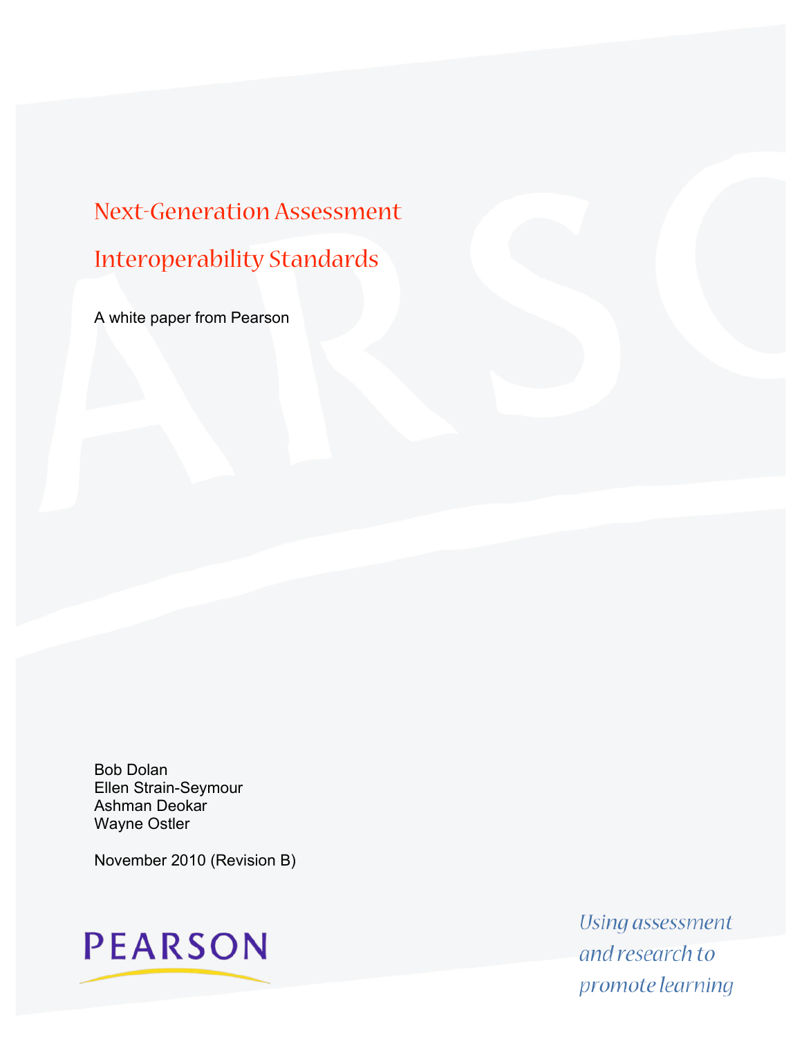# Next-Generation Assessment Interoperability Standards

A white paper from Pearson

Bob Dolan
Ellen Strain-Seymour
Ashman Deokar
Wayne Ostler

November 2010 (Revision B)

PEARSON

*Using assessment and research to promote learning*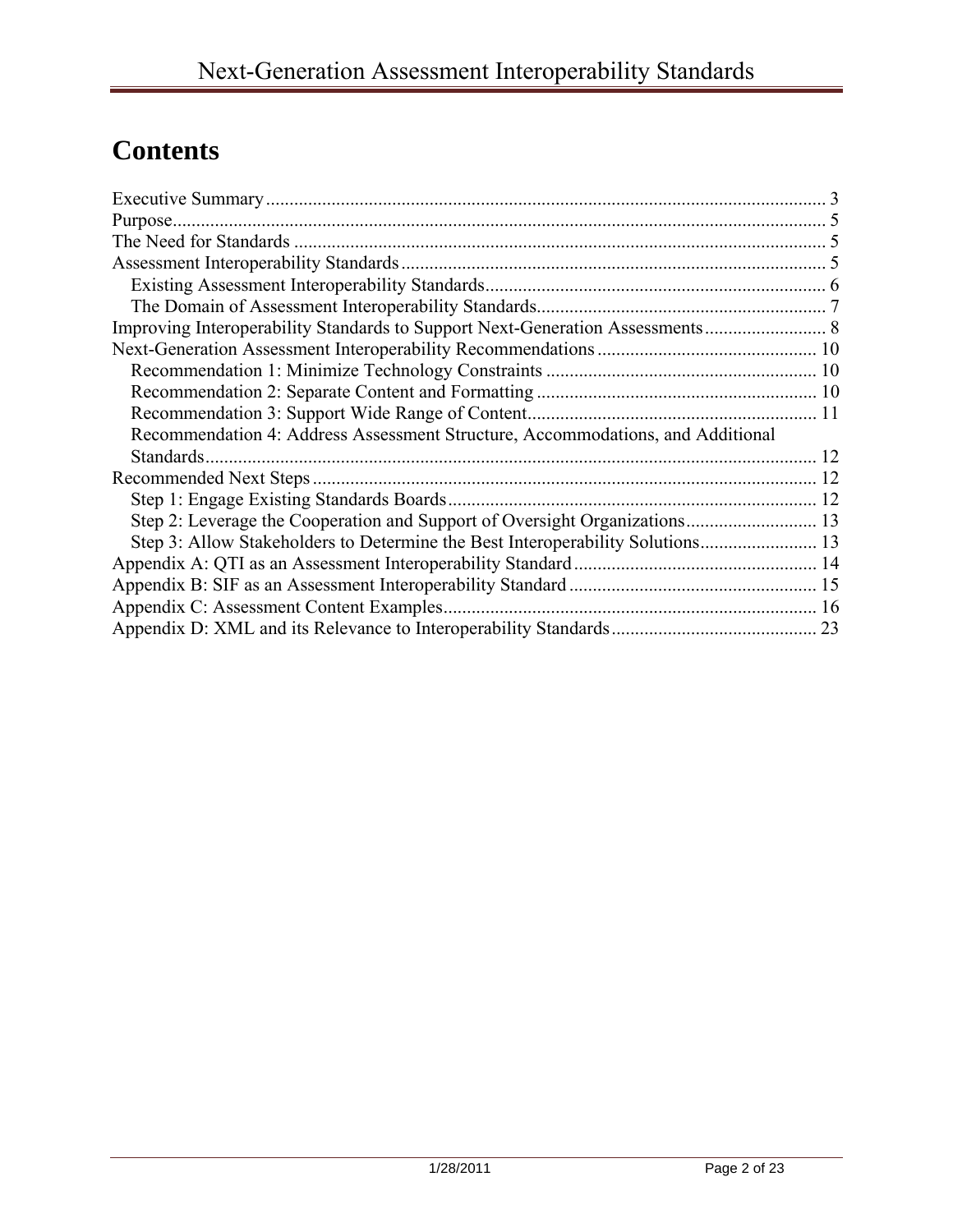# Contents

- Executive Summary ... 3
- Purpose ... 5
- The Need for Standards ... 5
- Assessment Interoperability Standards ... 5
  - Existing Assessment Interoperability Standards ... 6
  - The Domain of Assessment Interoperability Standards ... 7
- Improving Interoperability Standards to Support Next-Generation Assessments ... 8
- Next-Generation Assessment Interoperability Recommendations ... 10
  - Recommendation 1: Minimize Technology Constraints ... 10
  - Recommendation 2: Separate Content and Formatting ... 10
  - Recommendation 3: Support Wide Range of Content ... 11
  - Recommendation 4: Address Assessment Structure, Accommodations, and Additional Standards ... 12
- Recommended Next Steps ... 12
  - Step 1: Engage Existing Standards Boards ... 12
  - Step 2: Leverage the Cooperation and Support of Oversight Organizations ... 13
  - Step 3: Allow Stakeholders to Determine the Best Interoperability Solutions ... 13
- Appendix A: QTI as an Assessment Interoperability Standard ... 14
- Appendix B: SIF as an Assessment Interoperability Standard ... 15
- Appendix C: Assessment Content Examples ... 16
- Appendix D: XML and its Relevance to Interoperability Standards ... 23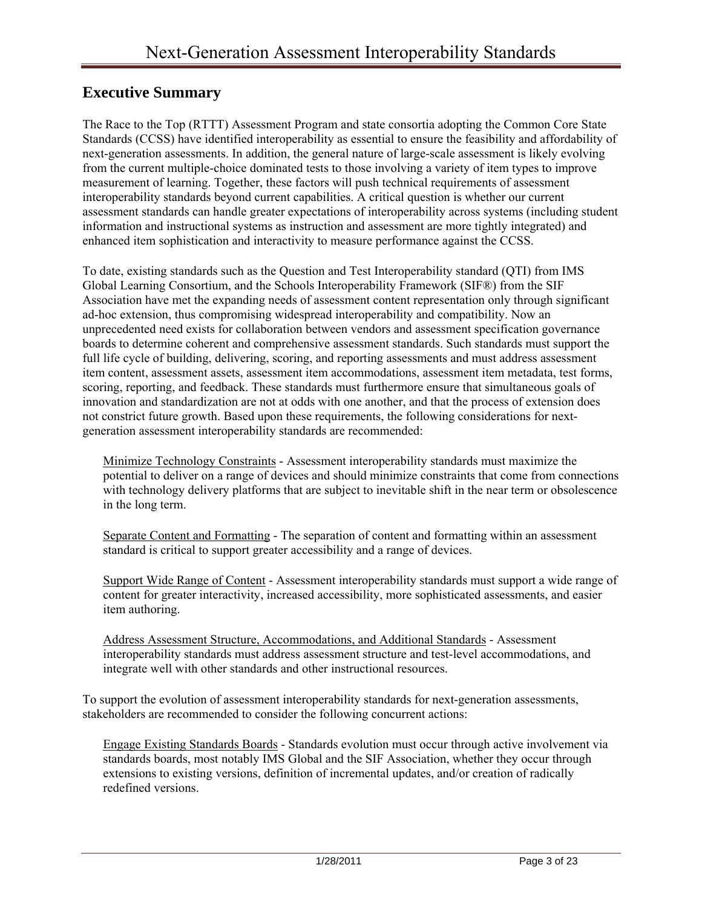## Executive Summary

The Race to the Top (RTTT) Assessment Program and state consortia adopting the Common Core State Standards (CCSS) have identified interoperability as essential to ensure the feasibility and affordability of next-generation assessments. In addition, the general nature of large-scale assessment is likely evolving from the current multiple-choice dominated tests to those involving a variety of item types to improve measurement of learning. Together, these factors will push technical requirements of assessment interoperability standards beyond current capabilities. A critical question is whether our current assessment standards can handle greater expectations of interoperability across systems (including student information and instructional systems as instruction and assessment are more tightly integrated) and enhanced item sophistication and interactivity to measure performance against the CCSS.

To date, existing standards such as the Question and Test Interoperability standard (QTI) from IMS Global Learning Consortium, and the Schools Interoperability Framework (SIF®) from the SIF Association have met the expanding needs of assessment content representation only through significant ad-hoc extension, thus compromising widespread interoperability and compatibility. Now an unprecedented need exists for collaboration between vendors and assessment specification governance boards to determine coherent and comprehensive assessment standards. Such standards must support the full life cycle of building, delivering, scoring, and reporting assessments and must address assessment item content, assessment assets, assessment item accommodations, assessment item metadata, test forms, scoring, reporting, and feedback. These standards must furthermore ensure that simultaneous goals of innovation and standardization are not at odds with one another, and that the process of extension does not constrict future growth. Based upon these requirements, the following considerations for next-generation assessment interoperability standards are recommended:

> Minimize Technology Constraints - Assessment interoperability standards must maximize the potential to deliver on a range of devices and should minimize constraints that come from connections with technology delivery platforms that are subject to inevitable shift in the near term or obsolescence in the long term.
>
> Separate Content and Formatting - The separation of content and formatting within an assessment standard is critical to support greater accessibility and a range of devices.
>
> Support Wide Range of Content - Assessment interoperability standards must support a wide range of content for greater interactivity, increased accessibility, more sophisticated assessments, and easier item authoring.
>
> Address Assessment Structure, Accommodations, and Additional Standards - Assessment interoperability standards must address assessment structure and test-level accommodations, and integrate well with other standards and other instructional resources.

To support the evolution of assessment interoperability standards for next-generation assessments, stakeholders are recommended to consider the following concurrent actions:

> Engage Existing Standards Boards - Standards evolution must occur through active involvement via standards boards, most notably IMS Global and the SIF Association, whether they occur through extensions to existing versions, definition of incremental updates, and/or creation of radically redefined versions.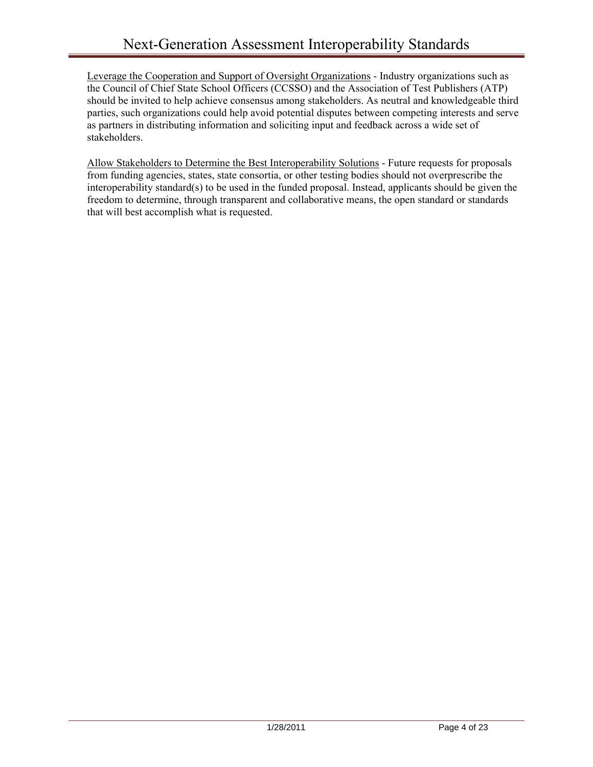<u>Leverage the Cooperation and Support of Oversight Organizations</u> - Industry organizations such as the Council of Chief State School Officers (CCSSO) and the Association of Test Publishers (ATP) should be invited to help achieve consensus among stakeholders. As neutral and knowledgeable third parties, such organizations could help avoid potential disputes between competing interests and serve as partners in distributing information and soliciting input and feedback across a wide set of stakeholders.

<u>Allow Stakeholders to Determine the Best Interoperability Solutions</u> - Future requests for proposals from funding agencies, states, state consortia, or other testing bodies should not overprescribe the interoperability standard(s) to be used in the funded proposal. Instead, applicants should be given the freedom to determine, through transparent and collaborative means, the open standard or standards that will best accomplish what is requested.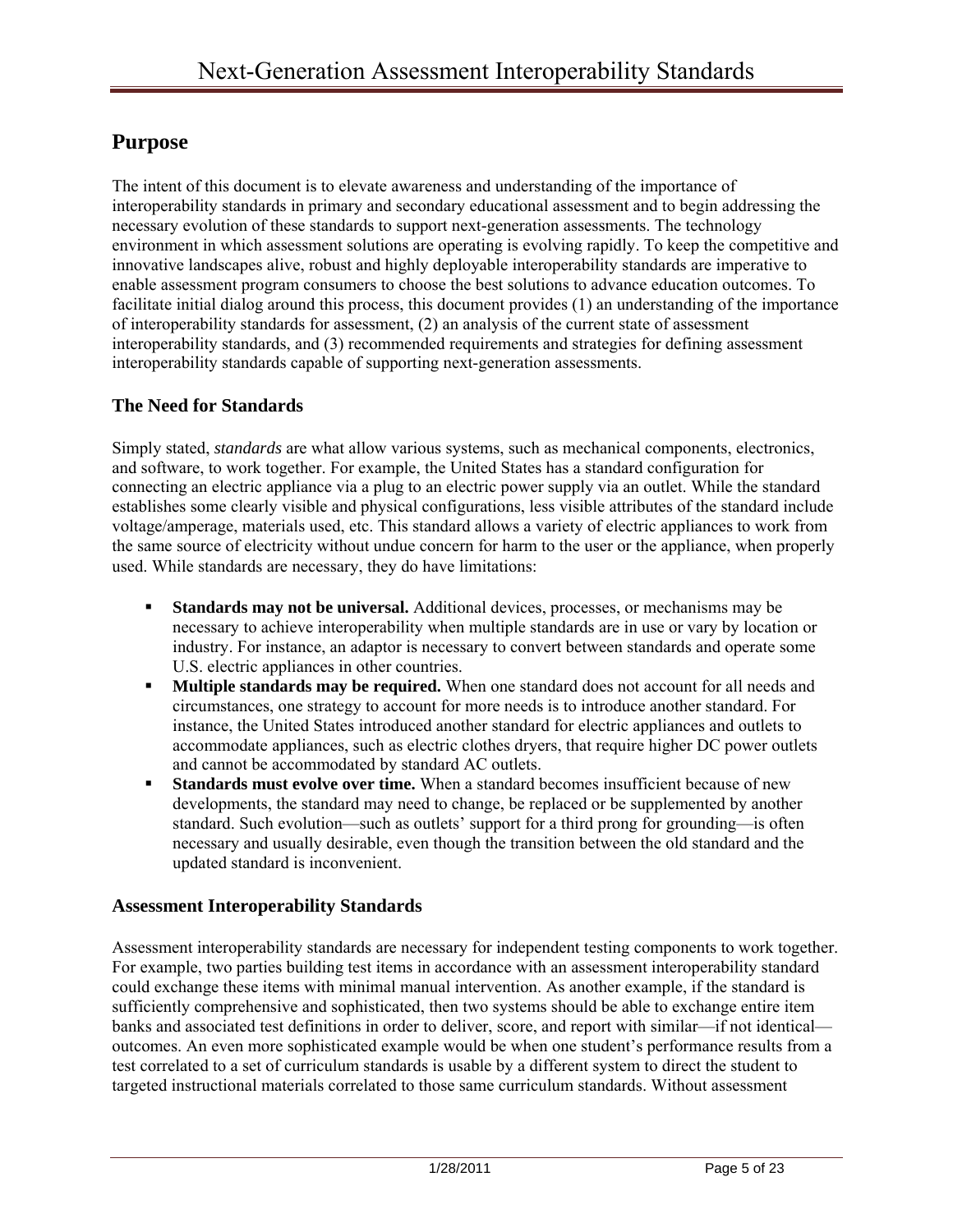## Purpose

The intent of this document is to elevate awareness and understanding of the importance of interoperability standards in primary and secondary educational assessment and to begin addressing the necessary evolution of these standards to support next-generation assessments. The technology environment in which assessment solutions are operating is evolving rapidly. To keep the competitive and innovative landscapes alive, robust and highly deployable interoperability standards are imperative to enable assessment program consumers to choose the best solutions to advance education outcomes. To facilitate initial dialog around this process, this document provides (1) an understanding of the importance of interoperability standards for assessment, (2) an analysis of the current state of assessment interoperability standards, and (3) recommended requirements and strategies for defining assessment interoperability standards capable of supporting next-generation assessments.

### The Need for Standards

Simply stated, *standards* are what allow various systems, such as mechanical components, electronics, and software, to work together. For example, the United States has a standard configuration for connecting an electric appliance via a plug to an electric power supply via an outlet. While the standard establishes some clearly visible and physical configurations, less visible attributes of the standard include voltage/amperage, materials used, etc. This standard allows a variety of electric appliances to work from the same source of electricity without undue concern for harm to the user or the appliance, when properly used. While standards are necessary, they do have limitations:

- **Standards may not be universal.** Additional devices, processes, or mechanisms may be necessary to achieve interoperability when multiple standards are in use or vary by location or industry. For instance, an adaptor is necessary to convert between standards and operate some U.S. electric appliances in other countries.
- **Multiple standards may be required.** When one standard does not account for all needs and circumstances, one strategy to account for more needs is to introduce another standard. For instance, the United States introduced another standard for electric appliances and outlets to accommodate appliances, such as electric clothes dryers, that require higher DC power outlets and cannot be accommodated by standard AC outlets.
- **Standards must evolve over time.** When a standard becomes insufficient because of new developments, the standard may need to change, be replaced or be supplemented by another standard. Such evolution—such as outlets' support for a third prong for grounding—is often necessary and usually desirable, even though the transition between the old standard and the updated standard is inconvenient.

### Assessment Interoperability Standards

Assessment interoperability standards are necessary for independent testing components to work together. For example, two parties building test items in accordance with an assessment interoperability standard could exchange these items with minimal manual intervention. As another example, if the standard is sufficiently comprehensive and sophisticated, then two systems should be able to exchange entire item banks and associated test definitions in order to deliver, score, and report with similar—if not identical—outcomes. An even more sophisticated example would be when one student's performance results from a test correlated to a set of curriculum standards is usable by a different system to direct the student to targeted instructional materials correlated to those same curriculum standards. Without assessment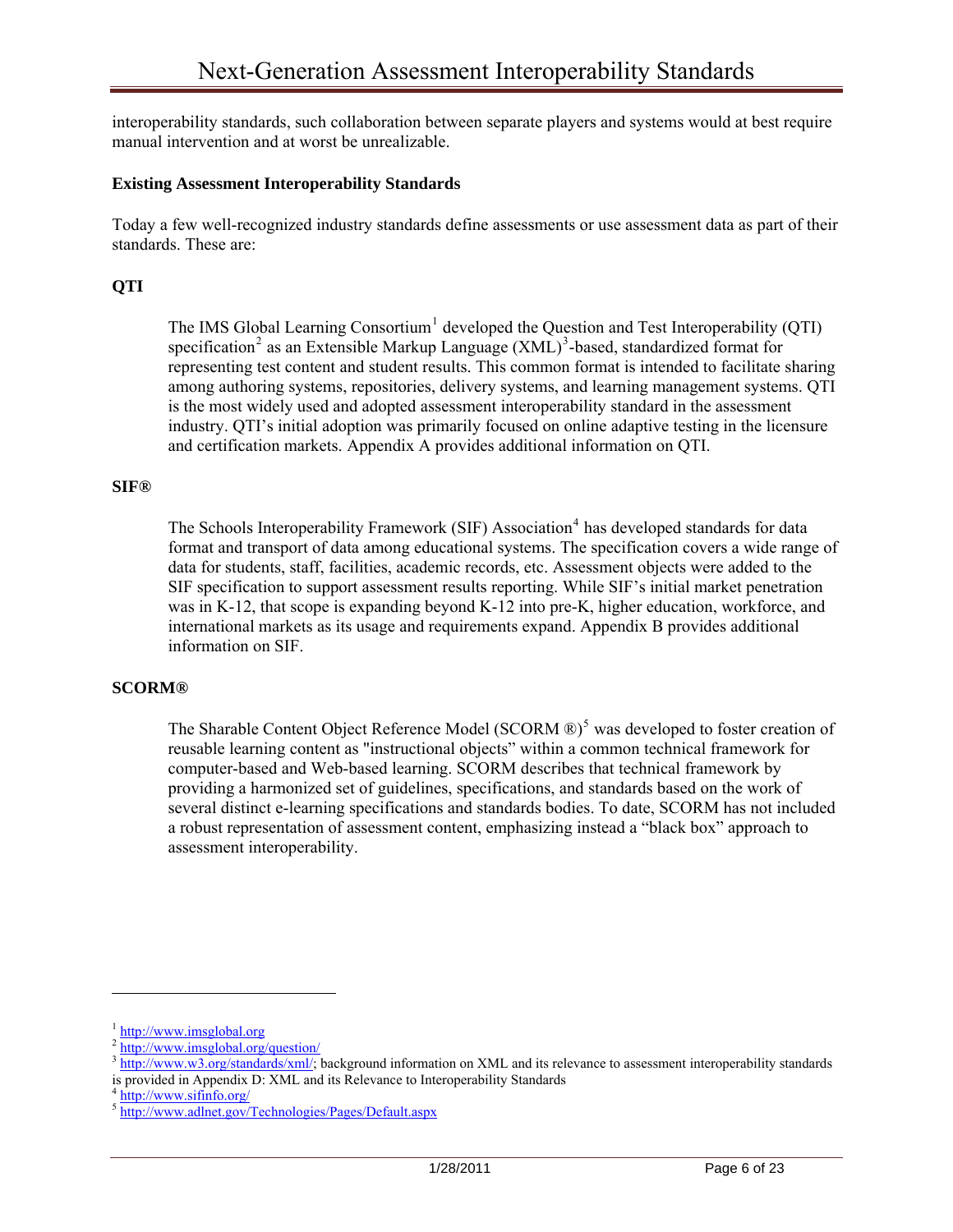interoperability standards, such collaboration between separate players and systems would at best require manual intervention and at worst be unrealizable.

**Existing Assessment Interoperability Standards**

Today a few well-recognized industry standards define assessments or use assessment data as part of their standards. These are:

**QTI**

The IMS Global Learning Consortium[1] developed the Question and Test Interoperability (QTI) specification[2] as an Extensible Markup Language (XML)[3]-based, standardized format for representing test content and student results. This common format is intended to facilitate sharing among authoring systems, repositories, delivery systems, and learning management systems. QTI is the most widely used and adopted assessment interoperability standard in the assessment industry. QTI's initial adoption was primarily focused on online adaptive testing in the licensure and certification markets. Appendix A provides additional information on QTI.

**SIF®**

The Schools Interoperability Framework (SIF) Association[4] has developed standards for data format and transport of data among educational systems. The specification covers a wide range of data for students, staff, facilities, academic records, etc. Assessment objects were added to the SIF specification to support assessment results reporting. While SIF's initial market penetration was in K-12, that scope is expanding beyond K-12 into pre-K, higher education, workforce, and international markets as its usage and requirements expand. Appendix B provides additional information on SIF.

**SCORM®**

The Sharable Content Object Reference Model (SCORM ®)[5] was developed to foster creation of reusable learning content as "instructional objects" within a common technical framework for computer-based and Web-based learning. SCORM describes that technical framework by providing a harmonized set of guidelines, specifications, and standards based on the work of several distinct e-learning specifications and standards bodies. To date, SCORM has not included a robust representation of assessment content, emphasizing instead a "black box" approach to assessment interoperability.

---

[1] http://www.imsglobal.org

[2] http://www.imsglobal.org/question/

[3] http://www.w3.org/standards/xml/; background information on XML and its relevance to assessment interoperability standards is provided in Appendix D: XML and its Relevance to Interoperability Standards

[4] http://www.sifinfo.org/

[5] http://www.adlnet.gov/Technologies/Pages/Default.aspx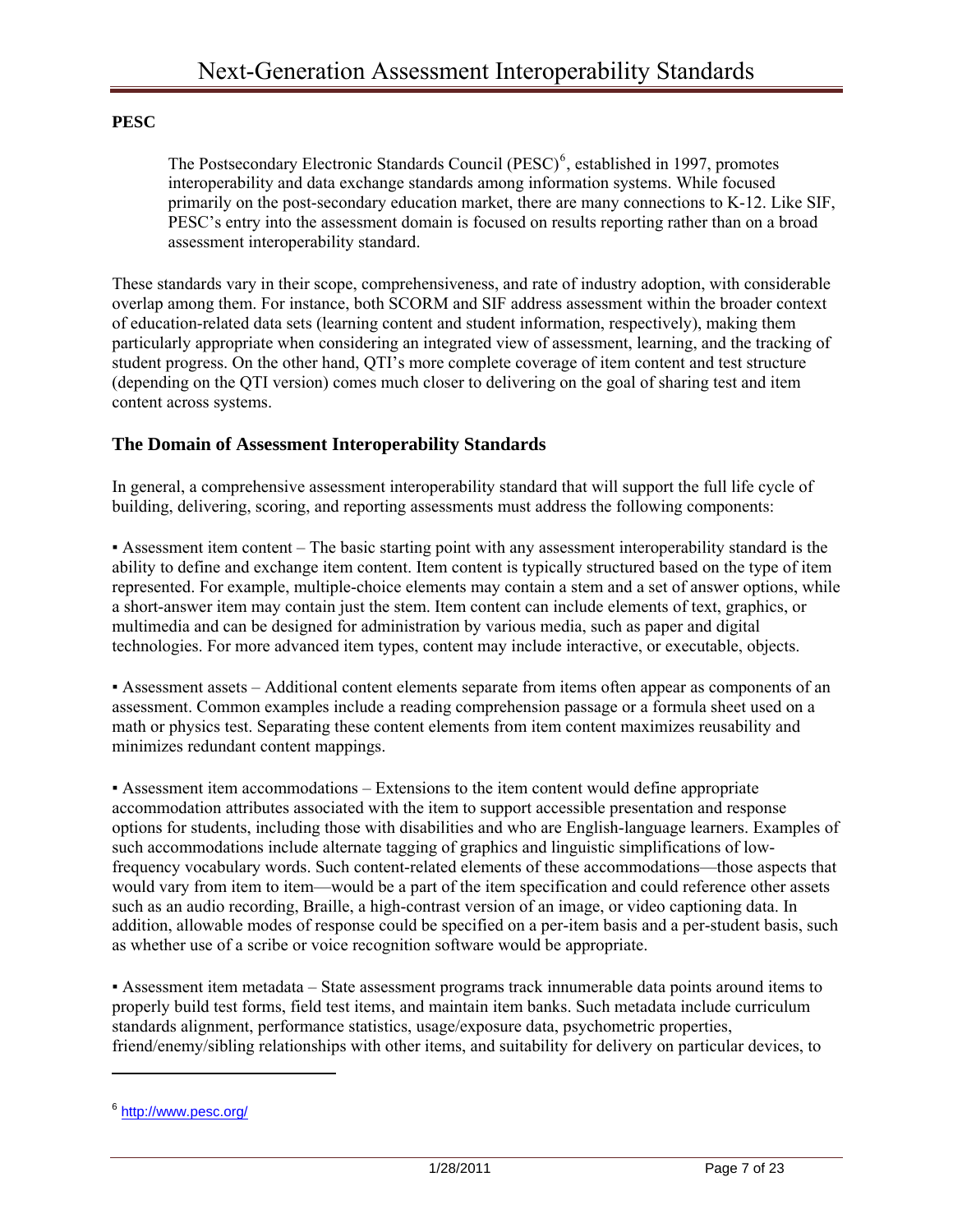**PESC**

> The Postsecondary Electronic Standards Council (PESC)[6], established in 1997, promotes interoperability and data exchange standards among information systems. While focused primarily on the post-secondary education market, there are many connections to K-12. Like SIF, PESC's entry into the assessment domain is focused on results reporting rather than on a broad assessment interoperability standard.

These standards vary in their scope, comprehensiveness, and rate of industry adoption, with considerable overlap among them. For instance, both SCORM and SIF address assessment within the broader context of education-related data sets (learning content and student information, respectively), making them particularly appropriate when considering an integrated view of assessment, learning, and the tracking of student progress. On the other hand, QTI's more complete coverage of item content and test structure (depending on the QTI version) comes much closer to delivering on the goal of sharing test and item content across systems.

### The Domain of Assessment Interoperability Standards

In general, a comprehensive assessment interoperability standard that will support the full life cycle of building, delivering, scoring, and reporting assessments must address the following components:

▪ Assessment item content – The basic starting point with any assessment interoperability standard is the ability to define and exchange item content. Item content is typically structured based on the type of item represented. For example, multiple-choice elements may contain a stem and a set of answer options, while a short-answer item may contain just the stem. Item content can include elements of text, graphics, or multimedia and can be designed for administration by various media, such as paper and digital technologies. For more advanced item types, content may include interactive, or executable, objects.

▪ Assessment assets – Additional content elements separate from items often appear as components of an assessment. Common examples include a reading comprehension passage or a formula sheet used on a math or physics test. Separating these content elements from item content maximizes reusability and minimizes redundant content mappings.

▪ Assessment item accommodations – Extensions to the item content would define appropriate accommodation attributes associated with the item to support accessible presentation and response options for students, including those with disabilities and who are English-language learners. Examples of such accommodations include alternate tagging of graphics and linguistic simplifications of low-frequency vocabulary words. Such content-related elements of these accommodations—those aspects that would vary from item to item—would be a part of the item specification and could reference other assets such as an audio recording, Braille, a high-contrast version of an image, or video captioning data. In addition, allowable modes of response could be specified on a per-item basis and a per-student basis, such as whether use of a scribe or voice recognition software would be appropriate.

▪ Assessment item metadata – State assessment programs track innumerable data points around items to properly build test forms, field test items, and maintain item banks. Such metadata include curriculum standards alignment, performance statistics, usage/exposure data, psychometric properties, friend/enemy/sibling relationships with other items, and suitability for delivery on particular devices, to

[6] http://www.pesc.org/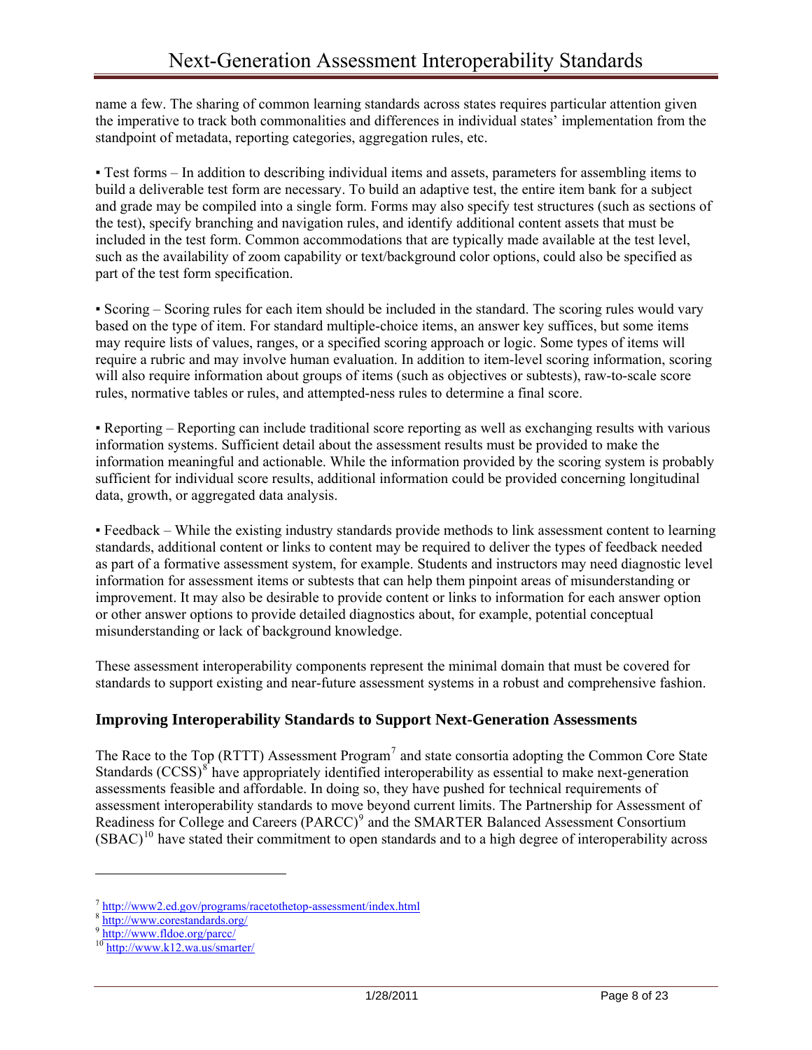name a few. The sharing of common learning standards across states requires particular attention given the imperative to track both commonalities and differences in individual states' implementation from the standpoint of metadata, reporting categories, aggregation rules, etc.

▪ Test forms – In addition to describing individual items and assets, parameters for assembling items to build a deliverable test form are necessary. To build an adaptive test, the entire item bank for a subject and grade may be compiled into a single form. Forms may also specify test structures (such as sections of the test), specify branching and navigation rules, and identify additional content assets that must be included in the test form. Common accommodations that are typically made available at the test level, such as the availability of zoom capability or text/background color options, could also be specified as part of the test form specification.

▪ Scoring – Scoring rules for each item should be included in the standard. The scoring rules would vary based on the type of item. For standard multiple-choice items, an answer key suffices, but some items may require lists of values, ranges, or a specified scoring approach or logic. Some types of items will require a rubric and may involve human evaluation. In addition to item-level scoring information, scoring will also require information about groups of items (such as objectives or subtests), raw-to-scale score rules, normative tables or rules, and attempted-ness rules to determine a final score.

▪ Reporting – Reporting can include traditional score reporting as well as exchanging results with various information systems. Sufficient detail about the assessment results must be provided to make the information meaningful and actionable. While the information provided by the scoring system is probably sufficient for individual score results, additional information could be provided concerning longitudinal data, growth, or aggregated data analysis.

▪ Feedback – While the existing industry standards provide methods to link assessment content to learning standards, additional content or links to content may be required to deliver the types of feedback needed as part of a formative assessment system, for example. Students and instructors may need diagnostic level information for assessment items or subtests that can help them pinpoint areas of misunderstanding or improvement. It may also be desirable to provide content or links to information for each answer option or other answer options to provide detailed diagnostics about, for example, potential conceptual misunderstanding or lack of background knowledge.

These assessment interoperability components represent the minimal domain that must be covered for standards to support existing and near-future assessment systems in a robust and comprehensive fashion.

### Improving Interoperability Standards to Support Next-Generation Assessments

The Race to the Top (RTTT) Assessment Program[7] and state consortia adopting the Common Core State Standards (CCSS)[8] have appropriately identified interoperability as essential to make next-generation assessments feasible and affordable. In doing so, they have pushed for technical requirements of assessment interoperability standards to move beyond current limits. The Partnership for Assessment of Readiness for College and Careers (PARCC)[9] and the SMARTER Balanced Assessment Consortium (SBAC)[10] have stated their commitment to open standards and to a high degree of interoperability across

---

[7] http://www2.ed.gov/programs/racetothetop-assessment/index.html

[8] http://www.corestandards.org/

[9] http://www.fldoe.org/parcc/

[10] http://www.k12.wa.us/smarter/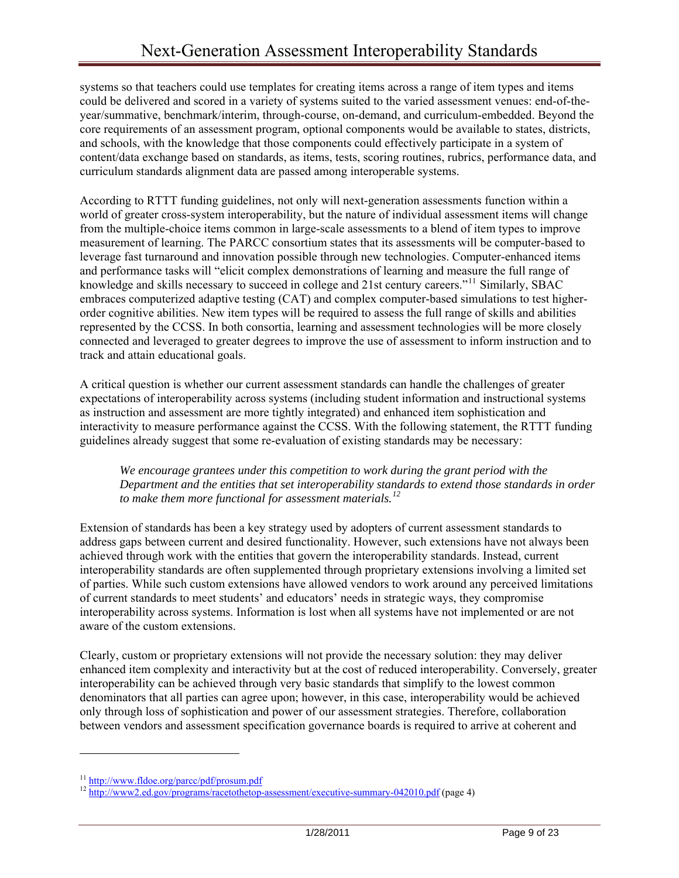systems so that teachers could use templates for creating items across a range of item types and items could be delivered and scored in a variety of systems suited to the varied assessment venues: end-of-the-year/summative, benchmark/interim, through-course, on-demand, and curriculum-embedded. Beyond the core requirements of an assessment program, optional components would be available to states, districts, and schools, with the knowledge that those components could effectively participate in a system of content/data exchange based on standards, as items, tests, scoring routines, rubrics, performance data, and curriculum standards alignment data are passed among interoperable systems.

According to RTTT funding guidelines, not only will next-generation assessments function within a world of greater cross-system interoperability, but the nature of individual assessment items will change from the multiple-choice items common in large-scale assessments to a blend of item types to improve measurement of learning. The PARCC consortium states that its assessments will be computer-based to leverage fast turnaround and innovation possible through new technologies. Computer-enhanced items and performance tasks will "elicit complex demonstrations of learning and measure the full range of knowledge and skills necessary to succeed in college and 21st century careers."[11] Similarly, SBAC embraces computerized adaptive testing (CAT) and complex computer-based simulations to test higher-order cognitive abilities. New item types will be required to assess the full range of skills and abilities represented by the CCSS. In both consortia, learning and assessment technologies will be more closely connected and leveraged to greater degrees to improve the use of assessment to inform instruction and to track and attain educational goals.

A critical question is whether our current assessment standards can handle the challenges of greater expectations of interoperability across systems (including student information and instructional systems as instruction and assessment are more tightly integrated) and enhanced item sophistication and interactivity to measure performance against the CCSS. With the following statement, the RTTT funding guidelines already suggest that some re-evaluation of existing standards may be necessary:

> *We encourage grantees under this competition to work during the grant period with the Department and the entities that set interoperability standards to extend those standards in order to make them more functional for assessment materials.*[12]

Extension of standards has been a key strategy used by adopters of current assessment standards to address gaps between current and desired functionality. However, such extensions have not always been achieved through work with the entities that govern the interoperability standards. Instead, current interoperability standards are often supplemented through proprietary extensions involving a limited set of parties. While such custom extensions have allowed vendors to work around any perceived limitations of current standards to meet students' and educators' needs in strategic ways, they compromise interoperability across systems. Information is lost when all systems have not implemented or are not aware of the custom extensions.

Clearly, custom or proprietary extensions will not provide the necessary solution: they may deliver enhanced item complexity and interactivity but at the cost of reduced interoperability. Conversely, greater interoperability can be achieved through very basic standards that simplify to the lowest common denominators that all parties can agree upon; however, in this case, interoperability would be achieved only through loss of sophistication and power of our assessment strategies. Therefore, collaboration between vendors and assessment specification governance boards is required to arrive at coherent and

---

[11] http://www.fldoe.org/parcc/pdf/prosum.pdf

[12] http://www2.ed.gov/programs/racetothetop-assessment/executive-summary-042010.pdf (page 4)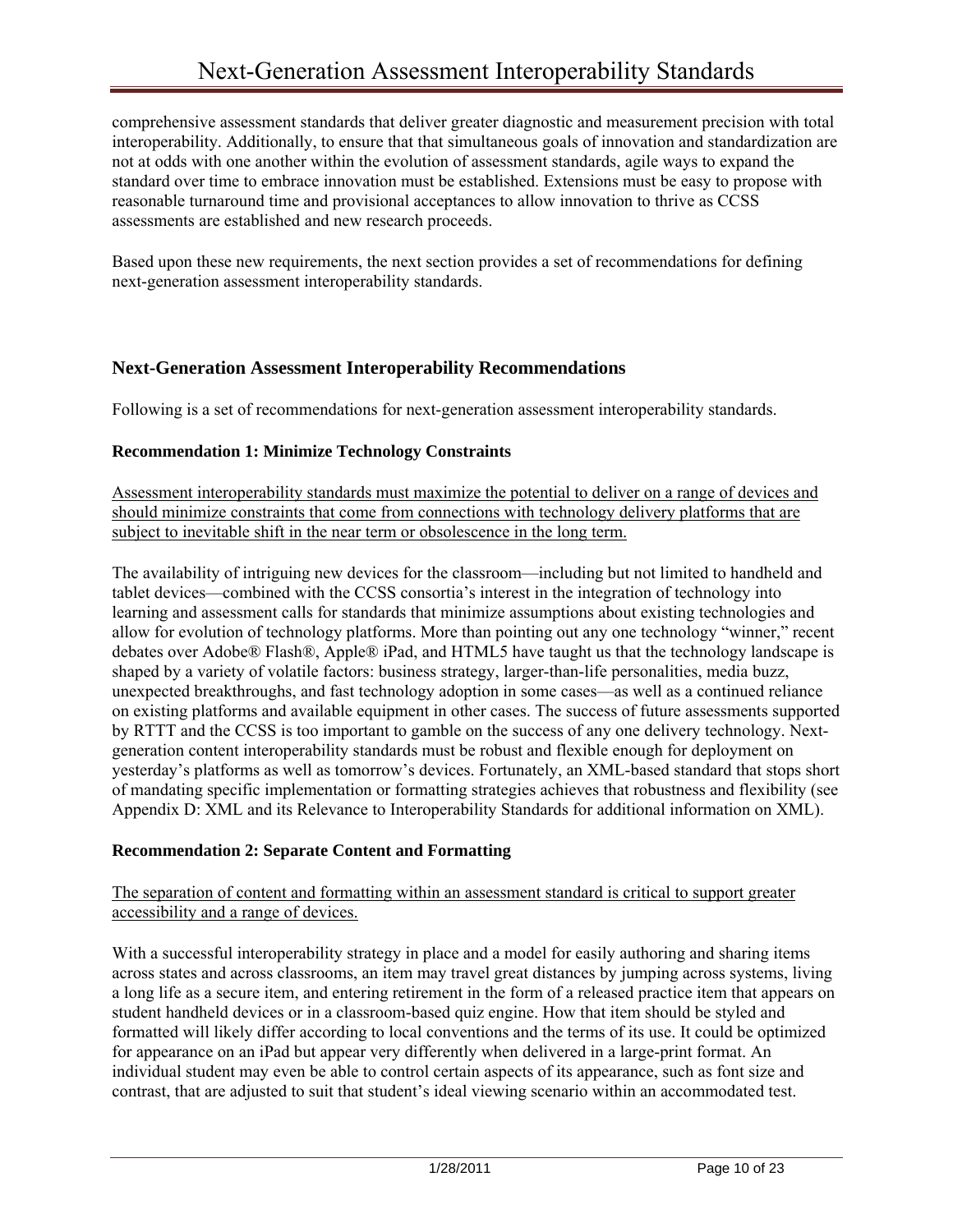comprehensive assessment standards that deliver greater diagnostic and measurement precision with total interoperability. Additionally, to ensure that that simultaneous goals of innovation and standardization are not at odds with one another within the evolution of assessment standards, agile ways to expand the standard over time to embrace innovation must be established. Extensions must be easy to propose with reasonable turnaround time and provisional acceptances to allow innovation to thrive as CCSS assessments are established and new research proceeds.

Based upon these new requirements, the next section provides a set of recommendations for defining next-generation assessment interoperability standards.

## Next-Generation Assessment Interoperability Recommendations

Following is a set of recommendations for next-generation assessment interoperability standards.

### Recommendation 1: Minimize Technology Constraints

<u>Assessment interoperability standards must maximize the potential to deliver on a range of devices and should minimize constraints that come from connections with technology delivery platforms that are subject to inevitable shift in the near term or obsolescence in the long term.</u>

The availability of intriguing new devices for the classroom—including but not limited to handheld and tablet devices—combined with the CCSS consortia's interest in the integration of technology into learning and assessment calls for standards that minimize assumptions about existing technologies and allow for evolution of technology platforms. More than pointing out any one technology "winner," recent debates over Adobe® Flash®, Apple® iPad, and HTML5 have taught us that the technology landscape is shaped by a variety of volatile factors: business strategy, larger-than-life personalities, media buzz, unexpected breakthroughs, and fast technology adoption in some cases—as well as a continued reliance on existing platforms and available equipment in other cases. The success of future assessments supported by RTTT and the CCSS is too important to gamble on the success of any one delivery technology. Next-generation content interoperability standards must be robust and flexible enough for deployment on yesterday's platforms as well as tomorrow's devices. Fortunately, an XML-based standard that stops short of mandating specific implementation or formatting strategies achieves that robustness and flexibility (see Appendix D: XML and its Relevance to Interoperability Standards for additional information on XML).

### Recommendation 2: Separate Content and Formatting

<u>The separation of content and formatting within an assessment standard is critical to support greater accessibility and a range of devices.</u>

With a successful interoperability strategy in place and a model for easily authoring and sharing items across states and across classrooms, an item may travel great distances by jumping across systems, living a long life as a secure item, and entering retirement in the form of a released practice item that appears on student handheld devices or in a classroom-based quiz engine. How that item should be styled and formatted will likely differ according to local conventions and the terms of its use. It could be optimized for appearance on an iPad but appear very differently when delivered in a large-print format. An individual student may even be able to control certain aspects of its appearance, such as font size and contrast, that are adjusted to suit that student's ideal viewing scenario within an accommodated test.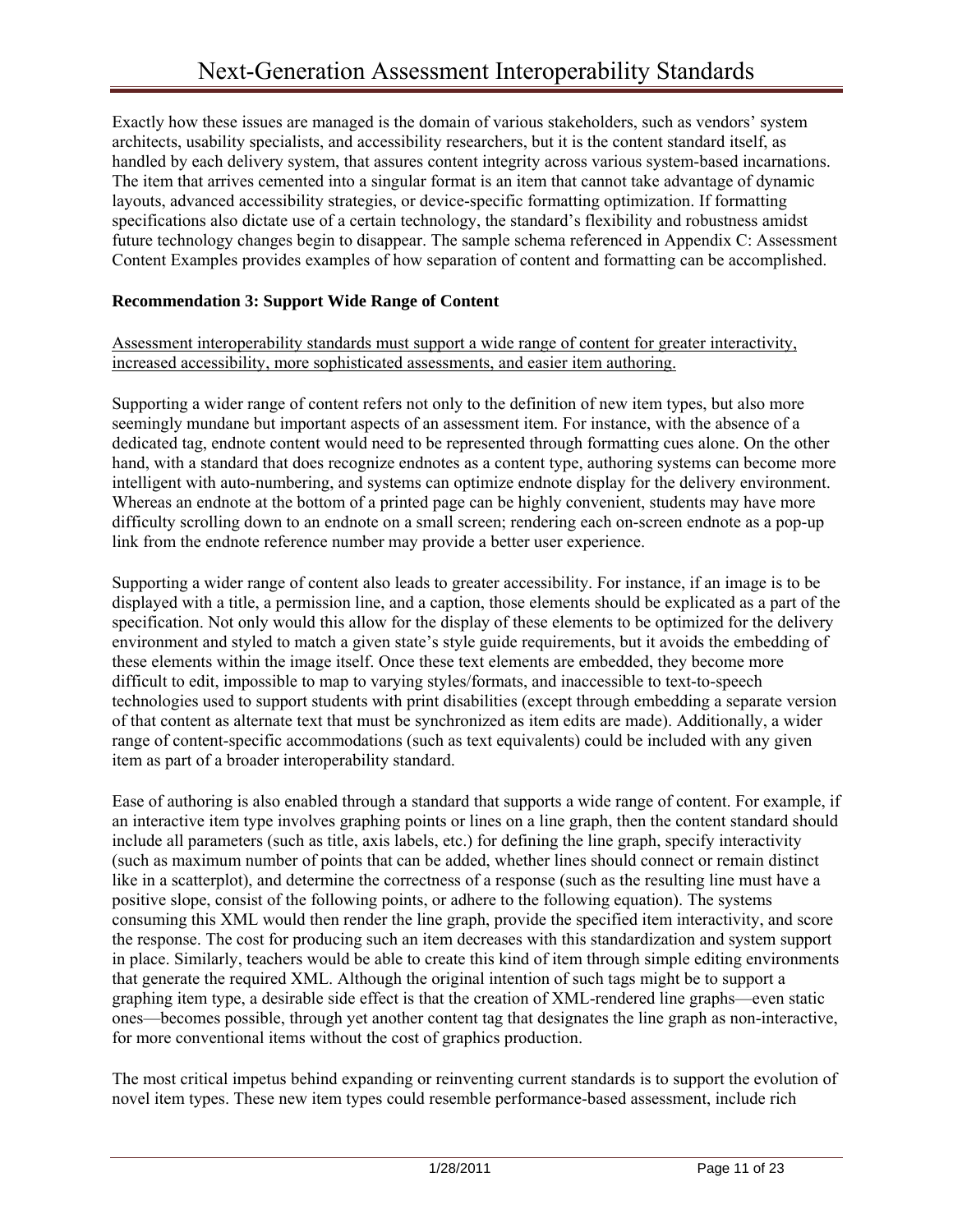Exactly how these issues are managed is the domain of various stakeholders, such as vendors' system architects, usability specialists, and accessibility researchers, but it is the content standard itself, as handled by each delivery system, that assures content integrity across various system-based incarnations. The item that arrives cemented into a singular format is an item that cannot take advantage of dynamic layouts, advanced accessibility strategies, or device-specific formatting optimization. If formatting specifications also dictate use of a certain technology, the standard's flexibility and robustness amidst future technology changes begin to disappear. The sample schema referenced in Appendix C: Assessment Content Examples provides examples of how separation of content and formatting can be accomplished.

**Recommendation 3: Support Wide Range of Content**

<u>Assessment interoperability standards must support a wide range of content for greater interactivity, increased accessibility, more sophisticated assessments, and easier item authoring.</u>

Supporting a wider range of content refers not only to the definition of new item types, but also more seemingly mundane but important aspects of an assessment item. For instance, with the absence of a dedicated tag, endnote content would need to be represented through formatting cues alone. On the other hand, with a standard that does recognize endnotes as a content type, authoring systems can become more intelligent with auto-numbering, and systems can optimize endnote display for the delivery environment. Whereas an endnote at the bottom of a printed page can be highly convenient, students may have more difficulty scrolling down to an endnote on a small screen; rendering each on-screen endnote as a pop-up link from the endnote reference number may provide a better user experience.

Supporting a wider range of content also leads to greater accessibility. For instance, if an image is to be displayed with a title, a permission line, and a caption, those elements should be explicated as a part of the specification. Not only would this allow for the display of these elements to be optimized for the delivery environment and styled to match a given state's style guide requirements, but it avoids the embedding of these elements within the image itself. Once these text elements are embedded, they become more difficult to edit, impossible to map to varying styles/formats, and inaccessible to text-to-speech technologies used to support students with print disabilities (except through embedding a separate version of that content as alternate text that must be synchronized as item edits are made). Additionally, a wider range of content-specific accommodations (such as text equivalents) could be included with any given item as part of a broader interoperability standard.

Ease of authoring is also enabled through a standard that supports a wide range of content. For example, if an interactive item type involves graphing points or lines on a line graph, then the content standard should include all parameters (such as title, axis labels, etc.) for defining the line graph, specify interactivity (such as maximum number of points that can be added, whether lines should connect or remain distinct like in a scatterplot), and determine the correctness of a response (such as the resulting line must have a positive slope, consist of the following points, or adhere to the following equation). The systems consuming this XML would then render the line graph, provide the specified item interactivity, and score the response. The cost for producing such an item decreases with this standardization and system support in place. Similarly, teachers would be able to create this kind of item through simple editing environments that generate the required XML. Although the original intention of such tags might be to support a graphing item type, a desirable side effect is that the creation of XML-rendered line graphs—even static ones—becomes possible, through yet another content tag that designates the line graph as non-interactive, for more conventional items without the cost of graphics production.

The most critical impetus behind expanding or reinventing current standards is to support the evolution of novel item types. These new item types could resemble performance-based assessment, include rich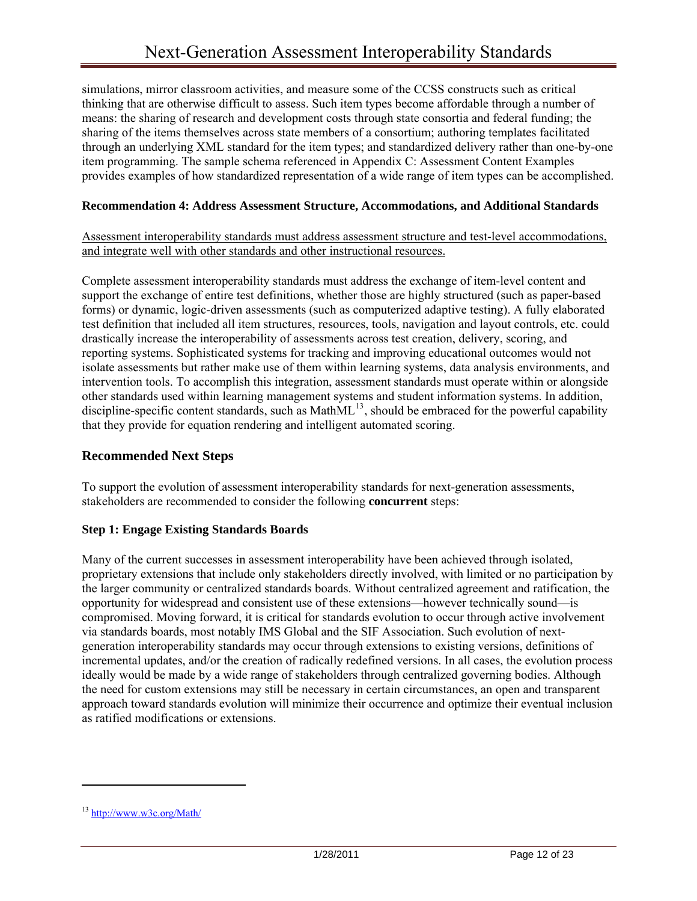simulations, mirror classroom activities, and measure some of the CCSS constructs such as critical thinking that are otherwise difficult to assess. Such item types become affordable through a number of means: the sharing of research and development costs through state consortia and federal funding; the sharing of the items themselves across state members of a consortium; authoring templates facilitated through an underlying XML standard for the item types; and standardized delivery rather than one-by-one item programming. The sample schema referenced in Appendix C: Assessment Content Examples provides examples of how standardized representation of a wide range of item types can be accomplished.

**Recommendation 4: Address Assessment Structure, Accommodations, and Additional Standards**

Assessment interoperability standards must address assessment structure and test-level accommodations, and integrate well with other standards and other instructional resources.

Complete assessment interoperability standards must address the exchange of item-level content and support the exchange of entire test definitions, whether those are highly structured (such as paper-based forms) or dynamic, logic-driven assessments (such as computerized adaptive testing). A fully elaborated test definition that included all item structures, resources, tools, navigation and layout controls, etc. could drastically increase the interoperability of assessments across test creation, delivery, scoring, and reporting systems. Sophisticated systems for tracking and improving educational outcomes would not isolate assessments but rather make use of them within learning systems, data analysis environments, and intervention tools. To accomplish this integration, assessment standards must operate within or alongside other standards used within learning management systems and student information systems. In addition, discipline-specific content standards, such as MathML[13], should be embraced for the powerful capability that they provide for equation rendering and intelligent automated scoring.

## Recommended Next Steps

To support the evolution of assessment interoperability standards for next-generation assessments, stakeholders are recommended to consider the following **concurrent** steps:

**Step 1: Engage Existing Standards Boards**

Many of the current successes in assessment interoperability have been achieved through isolated, proprietary extensions that include only stakeholders directly involved, with limited or no participation by the larger community or centralized standards boards. Without centralized agreement and ratification, the opportunity for widespread and consistent use of these extensions—however technically sound—is compromised. Moving forward, it is critical for standards evolution to occur through active involvement via standards boards, most notably IMS Global and the SIF Association. Such evolution of next-generation interoperability standards may occur through extensions to existing versions, definitions of incremental updates, and/or the creation of radically redefined versions. In all cases, the evolution process ideally would be made by a wide range of stakeholders through centralized governing bodies. Although the need for custom extensions may still be necessary in certain circumstances, an open and transparent approach toward standards evolution will minimize their occurrence and optimize their eventual inclusion as ratified modifications or extensions.

---

[13] http://www.w3c.org/Math/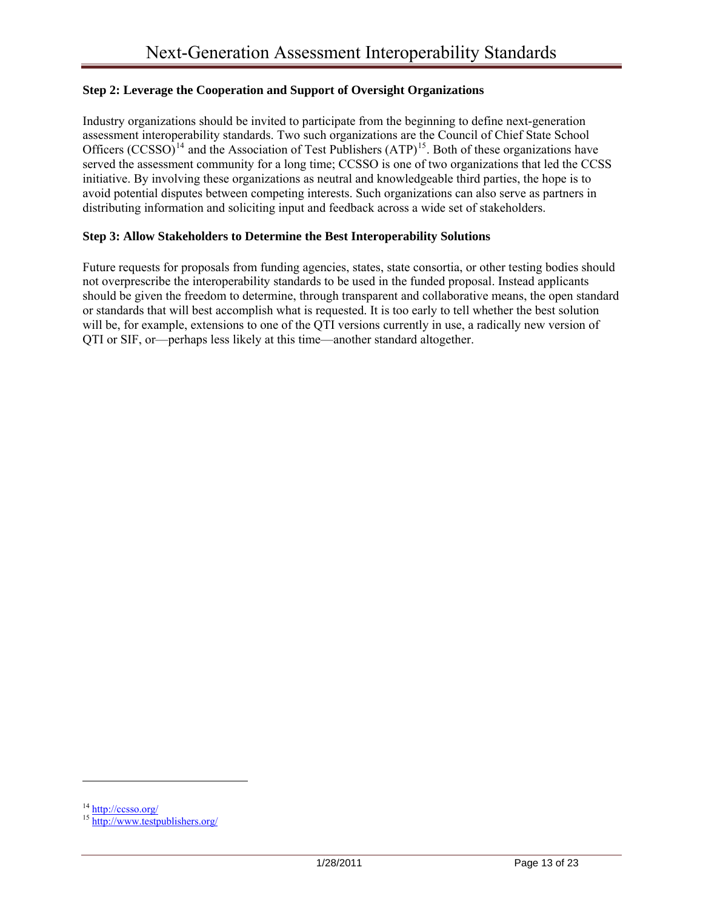### Step 2: Leverage the Cooperation and Support of Oversight Organizations

Industry organizations should be invited to participate from the beginning to define next-generation assessment interoperability standards. Two such organizations are the Council of Chief State School Officers (CCSSO)[14] and the Association of Test Publishers (ATP)[15]. Both of these organizations have served the assessment community for a long time; CCSSO is one of two organizations that led the CCSS initiative. By involving these organizations as neutral and knowledgeable third parties, the hope is to avoid potential disputes between competing interests. Such organizations can also serve as partners in distributing information and soliciting input and feedback across a wide set of stakeholders.

### Step 3: Allow Stakeholders to Determine the Best Interoperability Solutions

Future requests for proposals from funding agencies, states, state consortia, or other testing bodies should not overprescribe the interoperability standards to be used in the funded proposal. Instead applicants should be given the freedom to determine, through transparent and collaborative means, the open standard or standards that will best accomplish what is requested. It is too early to tell whether the best solution will be, for example, extensions to one of the QTI versions currently in use, a radically new version of QTI or SIF, or—perhaps less likely at this time—another standard altogether.

---

[14] http://ccsso.org/

[15] http://www.testpublishers.org/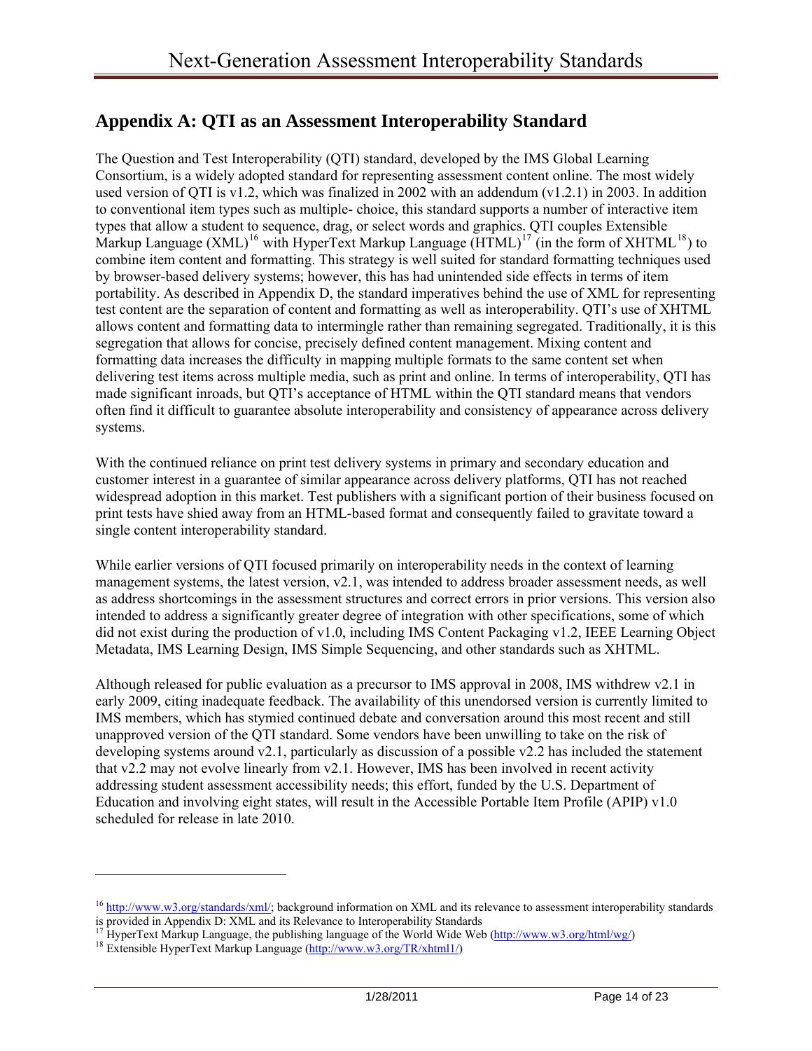## Appendix A: QTI as an Assessment Interoperability Standard

The Question and Test Interoperability (QTI) standard, developed by the IMS Global Learning Consortium, is a widely adopted standard for representing assessment content online. The most widely used version of QTI is v1.2, which was finalized in 2002 with an addendum (v1.2.1) in 2003. In addition to conventional item types such as multiple- choice, this standard supports a number of interactive item types that allow a student to sequence, drag, or select words and graphics. QTI couples Extensible Markup Language (XML)[16] with HyperText Markup Language (HTML)[17] (in the form of XHTML[18]) to combine item content and formatting. This strategy is well suited for standard formatting techniques used by browser-based delivery systems; however, this has had unintended side effects in terms of item portability. As described in Appendix D, the standard imperatives behind the use of XML for representing test content are the separation of content and formatting as well as interoperability. QTI's use of XHTML allows content and formatting data to intermingle rather than remaining segregated. Traditionally, it is this segregation that allows for concise, precisely defined content management. Mixing content and formatting data increases the difficulty in mapping multiple formats to the same content set when delivering test items across multiple media, such as print and online. In terms of interoperability, QTI has made significant inroads, but QTI's acceptance of HTML within the QTI standard means that vendors often find it difficult to guarantee absolute interoperability and consistency of appearance across delivery systems.

With the continued reliance on print test delivery systems in primary and secondary education and customer interest in a guarantee of similar appearance across delivery platforms, QTI has not reached widespread adoption in this market. Test publishers with a significant portion of their business focused on print tests have shied away from an HTML-based format and consequently failed to gravitate toward a single content interoperability standard.

While earlier versions of QTI focused primarily on interoperability needs in the context of learning management systems, the latest version, v2.1, was intended to address broader assessment needs, as well as address shortcomings in the assessment structures and correct errors in prior versions. This version also intended to address a significantly greater degree of integration with other specifications, some of which did not exist during the production of v1.0, including IMS Content Packaging v1.2, IEEE Learning Object Metadata, IMS Learning Design, IMS Simple Sequencing, and other standards such as XHTML.

Although released for public evaluation as a precursor to IMS approval in 2008, IMS withdrew v2.1 in early 2009, citing inadequate feedback. The availability of this unendorsed version is currently limited to IMS members, which has stymied continued debate and conversation around this most recent and still unapproved version of the QTI standard. Some vendors have been unwilling to take on the risk of developing systems around v2.1, particularly as discussion of a possible v2.2 has included the statement that v2.2 may not evolve linearly from v2.1. However, IMS has been involved in recent activity addressing student assessment accessibility needs; this effort, funded by the U.S. Department of Education and involving eight states, will result in the Accessible Portable Item Profile (APIP) v1.0 scheduled for release in late 2010.

---

[16] http://www.w3.org/standards/xml/; background information on XML and its relevance to assessment interoperability standards is provided in Appendix D: XML and its Relevance to Interoperability Standards

[17] HyperText Markup Language, the publishing language of the World Wide Web (http://www.w3.org/html/wg/)

[18] Extensible HyperText Markup Language (http://www.w3.org/TR/xhtml1/)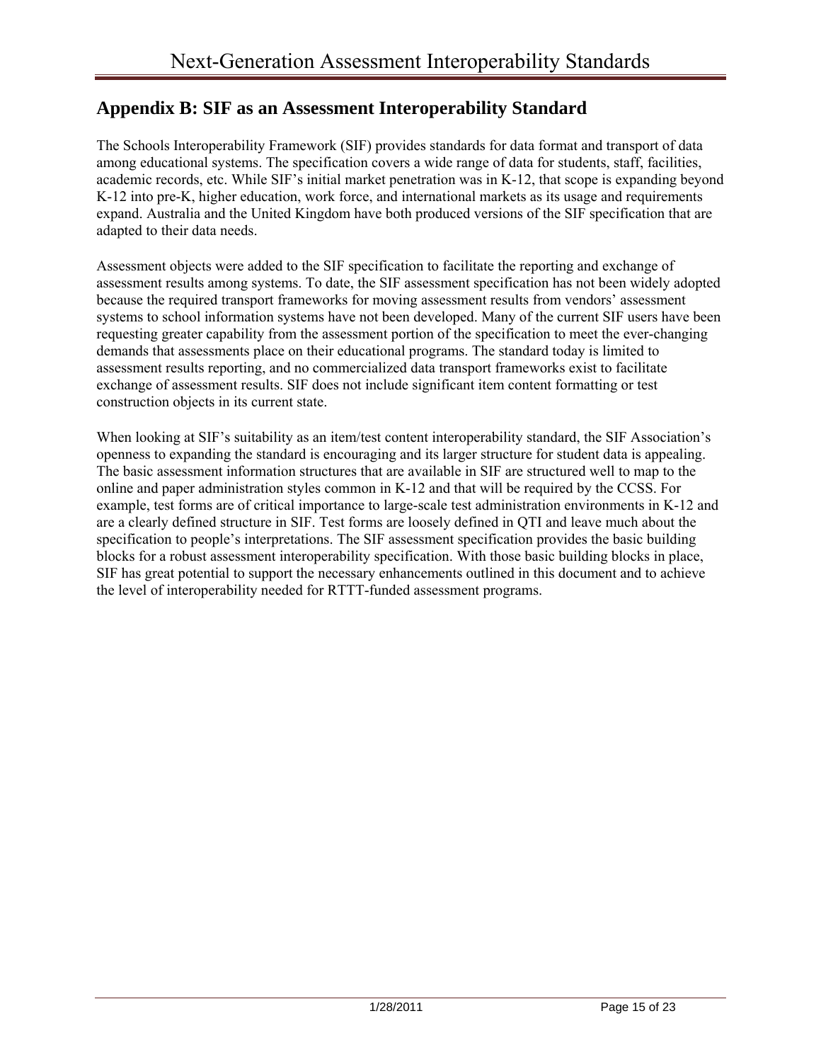## Appendix B: SIF as an Assessment Interoperability Standard

The Schools Interoperability Framework (SIF) provides standards for data format and transport of data among educational systems. The specification covers a wide range of data for students, staff, facilities, academic records, etc. While SIF's initial market penetration was in K-12, that scope is expanding beyond K-12 into pre-K, higher education, work force, and international markets as its usage and requirements expand. Australia and the United Kingdom have both produced versions of the SIF specification that are adapted to their data needs.

Assessment objects were added to the SIF specification to facilitate the reporting and exchange of assessment results among systems. To date, the SIF assessment specification has not been widely adopted because the required transport frameworks for moving assessment results from vendors' assessment systems to school information systems have not been developed. Many of the current SIF users have been requesting greater capability from the assessment portion of the specification to meet the ever-changing demands that assessments place on their educational programs. The standard today is limited to assessment results reporting, and no commercialized data transport frameworks exist to facilitate exchange of assessment results. SIF does not include significant item content formatting or test construction objects in its current state.

When looking at SIF's suitability as an item/test content interoperability standard, the SIF Association's openness to expanding the standard is encouraging and its larger structure for student data is appealing. The basic assessment information structures that are available in SIF are structured well to map to the online and paper administration styles common in K-12 and that will be required by the CCSS. For example, test forms are of critical importance to large-scale test administration environments in K-12 and are a clearly defined structure in SIF. Test forms are loosely defined in QTI and leave much about the specification to people's interpretations. The SIF assessment specification provides the basic building blocks for a robust assessment interoperability specification. With those basic building blocks in place, SIF has great potential to support the necessary enhancements outlined in this document and to achieve the level of interoperability needed for RTTT-funded assessment programs.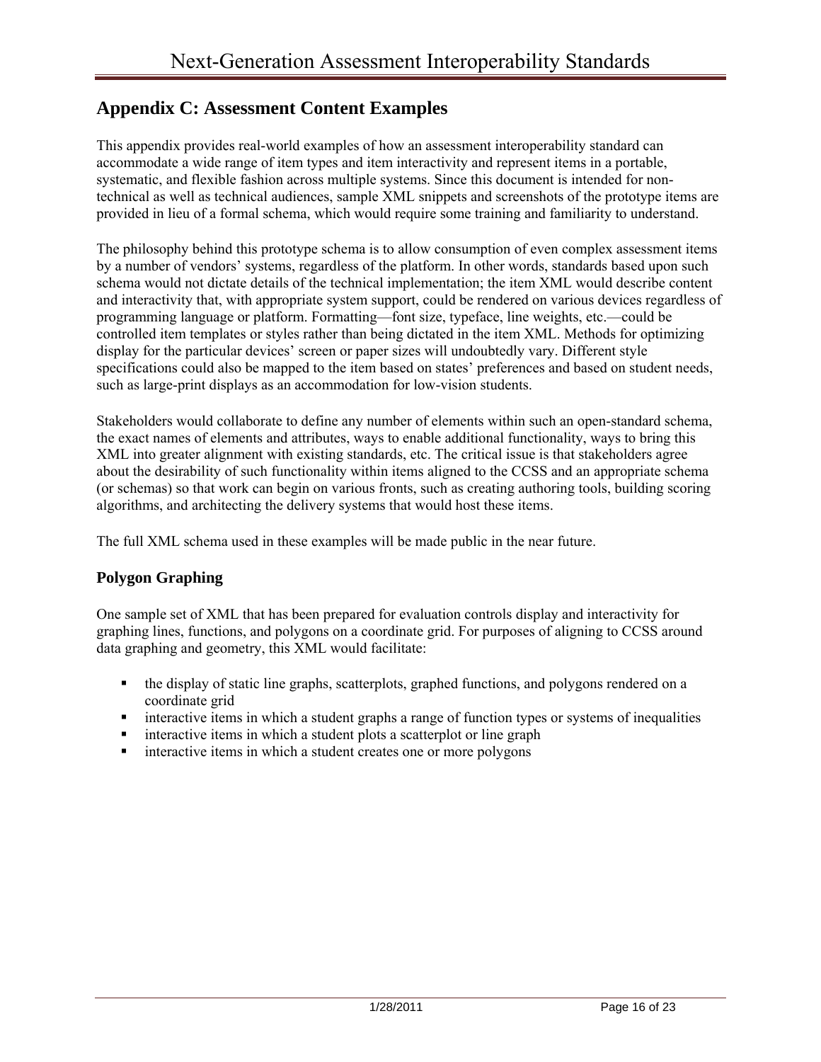## Appendix C: Assessment Content Examples

This appendix provides real-world examples of how an assessment interoperability standard can accommodate a wide range of item types and item interactivity and represent items in a portable, systematic, and flexible fashion across multiple systems. Since this document is intended for non-technical as well as technical audiences, sample XML snippets and screenshots of the prototype items are provided in lieu of a formal schema, which would require some training and familiarity to understand.

The philosophy behind this prototype schema is to allow consumption of even complex assessment items by a number of vendors' systems, regardless of the platform. In other words, standards based upon such schema would not dictate details of the technical implementation; the item XML would describe content and interactivity that, with appropriate system support, could be rendered on various devices regardless of programming language or platform. Formatting—font size, typeface, line weights, etc.—could be controlled item templates or styles rather than being dictated in the item XML. Methods for optimizing display for the particular devices' screen or paper sizes will undoubtedly vary. Different style specifications could also be mapped to the item based on states' preferences and based on student needs, such as large-print displays as an accommodation for low-vision students.

Stakeholders would collaborate to define any number of elements within such an open-standard schema, the exact names of elements and attributes, ways to enable additional functionality, ways to bring this XML into greater alignment with existing standards, etc. The critical issue is that stakeholders agree about the desirability of such functionality within items aligned to the CCSS and an appropriate schema (or schemas) so that work can begin on various fronts, such as creating authoring tools, building scoring algorithms, and architecting the delivery systems that would host these items.

The full XML schema used in these examples will be made public in the near future.

### Polygon Graphing

One sample set of XML that has been prepared for evaluation controls display and interactivity for graphing lines, functions, and polygons on a coordinate grid. For purposes of aligning to CCSS around data graphing and geometry, this XML would facilitate:

- the display of static line graphs, scatterplots, graphed functions, and polygons rendered on a coordinate grid
- interactive items in which a student graphs a range of function types or systems of inequalities
- interactive items in which a student plots a scatterplot or line graph
- interactive items in which a student creates one or more polygons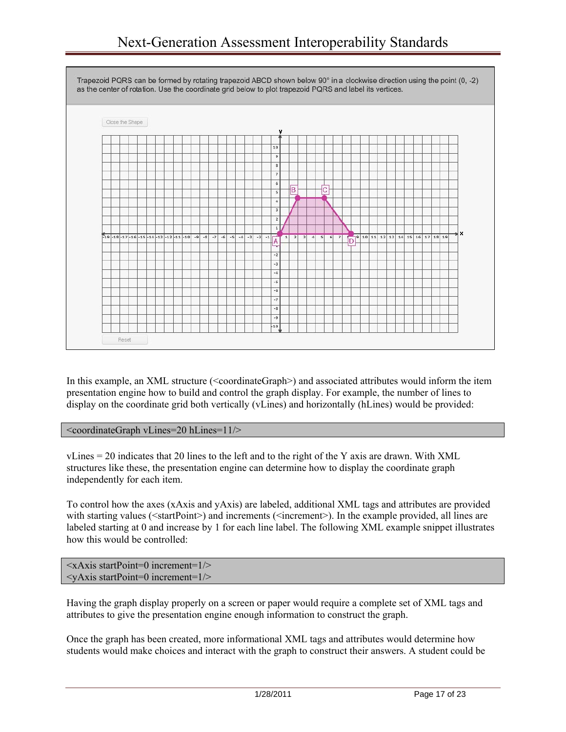Trapezoid PQRS can be formed by rotating trapezoid ABCD shown below 90° in a clockwise direction using the point (0, -2) as the center of rotation. Use the coordinate grid below to plot trapezoid PQRS and label its vertices.

Close the Shape

Reset

In this example, an XML structure (<coordinateGraph>) and associated attributes would inform the item presentation engine how to build and control the graph display. For example, the number of lines to display on the coordinate grid both vertically (vLines) and horizontally (hLines) would be provided:

```
<coordinateGraph vLines=20 hLines=11/>
```

vLines = 20 indicates that 20 lines to the left and to the right of the Y axis are drawn. With XML structures like these, the presentation engine can determine how to display the coordinate graph independently for each item.

To control how the axes (xAxis and yAxis) are labeled, additional XML tags and attributes are provided with starting values (<startPoint>) and increments (<increment>). In the example provided, all lines are labeled starting at 0 and increase by 1 for each line label. The following XML example snippet illustrates how this would be controlled:

```
<xAxis startPoint=0 increment=1/>
<yAxis startPoint=0 increment=1/>
```

Having the graph display properly on a screen or paper would require a complete set of XML tags and attributes to give the presentation engine enough information to construct the graph.

Once the graph has been created, more informational XML tags and attributes would determine how students would make choices and interact with the graph to construct their answers. A student could be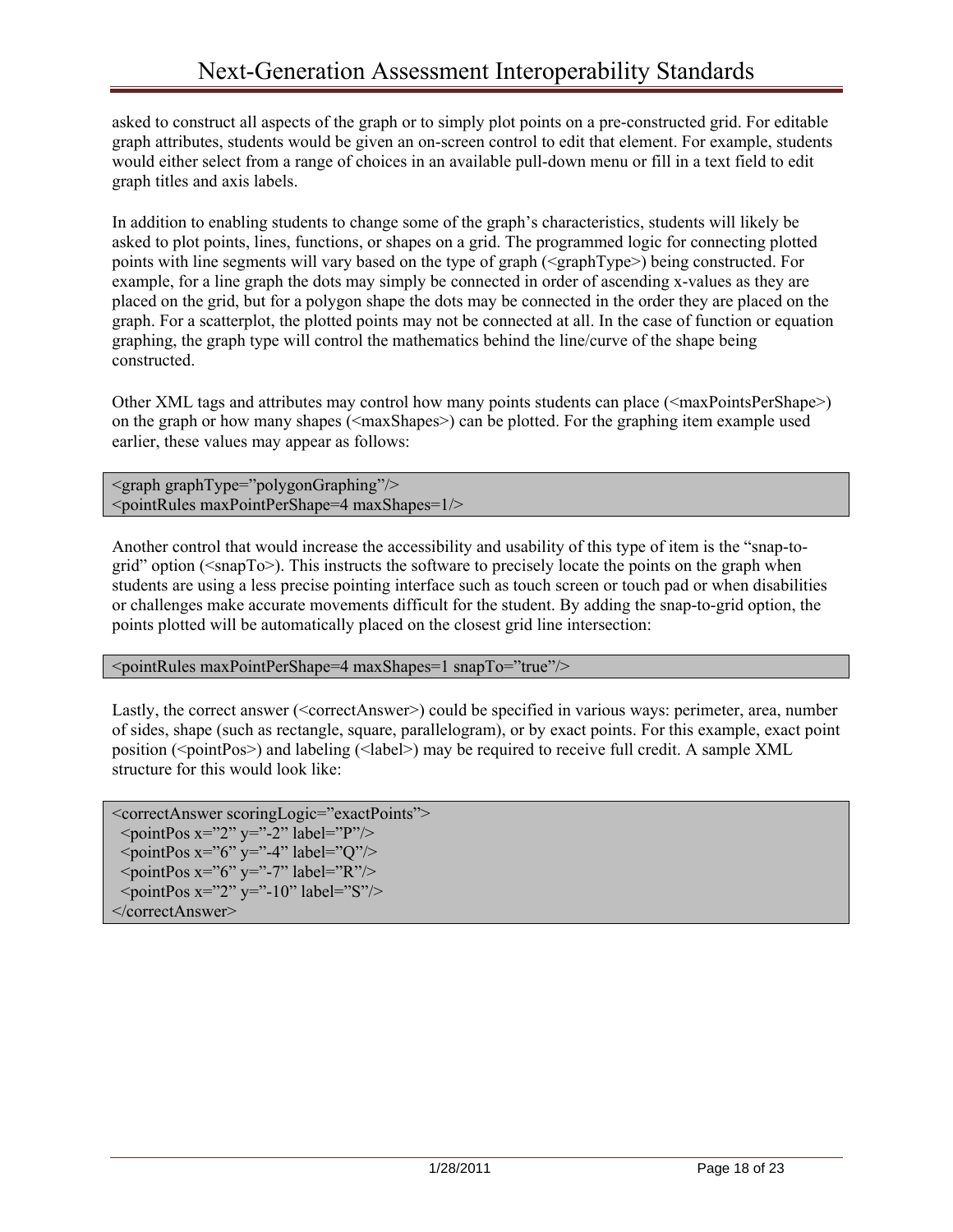asked to construct all aspects of the graph or to simply plot points on a pre-constructed grid. For editable graph attributes, students would be given an on-screen control to edit that element. For example, students would either select from a range of choices in an available pull-down menu or fill in a text field to edit graph titles and axis labels.

In addition to enabling students to change some of the graph's characteristics, students will likely be asked to plot points, lines, functions, or shapes on a grid. The programmed logic for connecting plotted points with line segments will vary based on the type of graph (<graphType>) being constructed. For example, for a line graph the dots may simply be connected in order of ascending x-values as they are placed on the grid, but for a polygon shape the dots may be connected in the order they are placed on the graph. For a scatterplot, the plotted points may not be connected at all. In the case of function or equation graphing, the graph type will control the mathematics behind the line/curve of the shape being constructed.

Other XML tags and attributes may control how many points students can place (<maxPointsPerShape>) on the graph or how many shapes (<maxShapes>) can be plotted. For the graphing item example used earlier, these values may appear as follows:

```
<graph graphType="polygonGraphing"/>
<pointRules maxPointPerShape=4 maxShapes=1/>
```

Another control that would increase the accessibility and usability of this type of item is the "snap-to-grid" option (<snapTo>). This instructs the software to precisely locate the points on the graph when students are using a less precise pointing interface such as touch screen or touch pad or when disabilities or challenges make accurate movements difficult for the student. By adding the snap-to-grid option, the points plotted will be automatically placed on the closest grid line intersection:

```
<pointRules maxPointPerShape=4 maxShapes=1 snapTo="true"/>
```

Lastly, the correct answer (<correctAnswer>) could be specified in various ways: perimeter, area, number of sides, shape (such as rectangle, square, parallelogram), or by exact points. For this example, exact point position (<pointPos>) and labeling (<label>) may be required to receive full credit. A sample XML structure for this would look like:

```
<correctAnswer scoringLogic="exactPoints">
  <pointPos x="2" y="-2" label="P"/>
  <pointPos x="6" y="-4" label="Q"/>
  <pointPos x="6" y="-7" label="R"/>
  <pointPos x="2" y="-10" label="S"/>
</correctAnswer>
```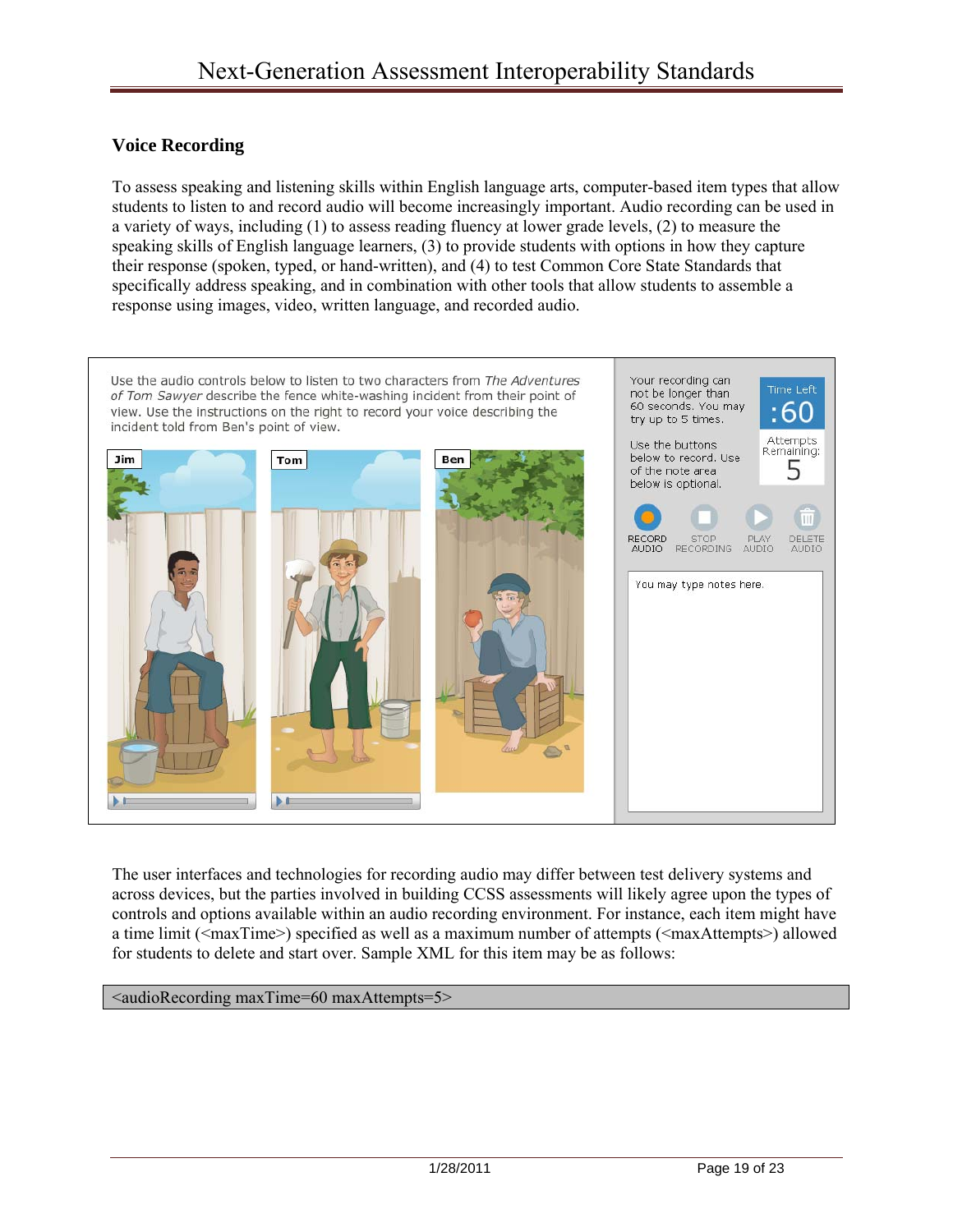## Voice Recording

To assess speaking and listening skills within English language arts, computer-based item types that allow students to listen to and record audio will become increasingly important. Audio recording can be used in a variety of ways, including (1) to assess reading fluency at lower grade levels, (2) to measure the speaking skills of English language learners, (3) to provide students with options in how they capture their response (spoken, typed, or hand-written), and (4) to test Common Core State Standards that specifically address speaking, and in combination with other tools that allow students to assemble a response using images, video, written language, and recorded audio.

Use the audio controls below to listen to two characters from *The Adventures of Tom Sawyer* describe the fence white-washing incident from their point of view. Use the instructions on the right to record your voice describing the incident told from Ben's point of view.

Jim

Tom

Ben

Your recording can not be longer than 60 seconds. You may try up to 5 times.

Time Left
:60

Use the buttons below to record. Use of the note area below is optional.

Attempts Remaining:
5

RECORD AUDIO | STOP RECORDING | PLAY AUDIO | DELETE AUDIO

You may type notes here.

The user interfaces and technologies for recording audio may differ between test delivery systems and across devices, but the parties involved in building CCSS assessments will likely agree upon the types of controls and options available within an audio recording environment. For instance, each item might have a time limit (<maxTime>) specified as well as a maximum number of attempts (<maxAttempts>) allowed for students to delete and start over. Sample XML for this item may be as follows:

```
<audioRecording maxTime=60 maxAttempts=5>
```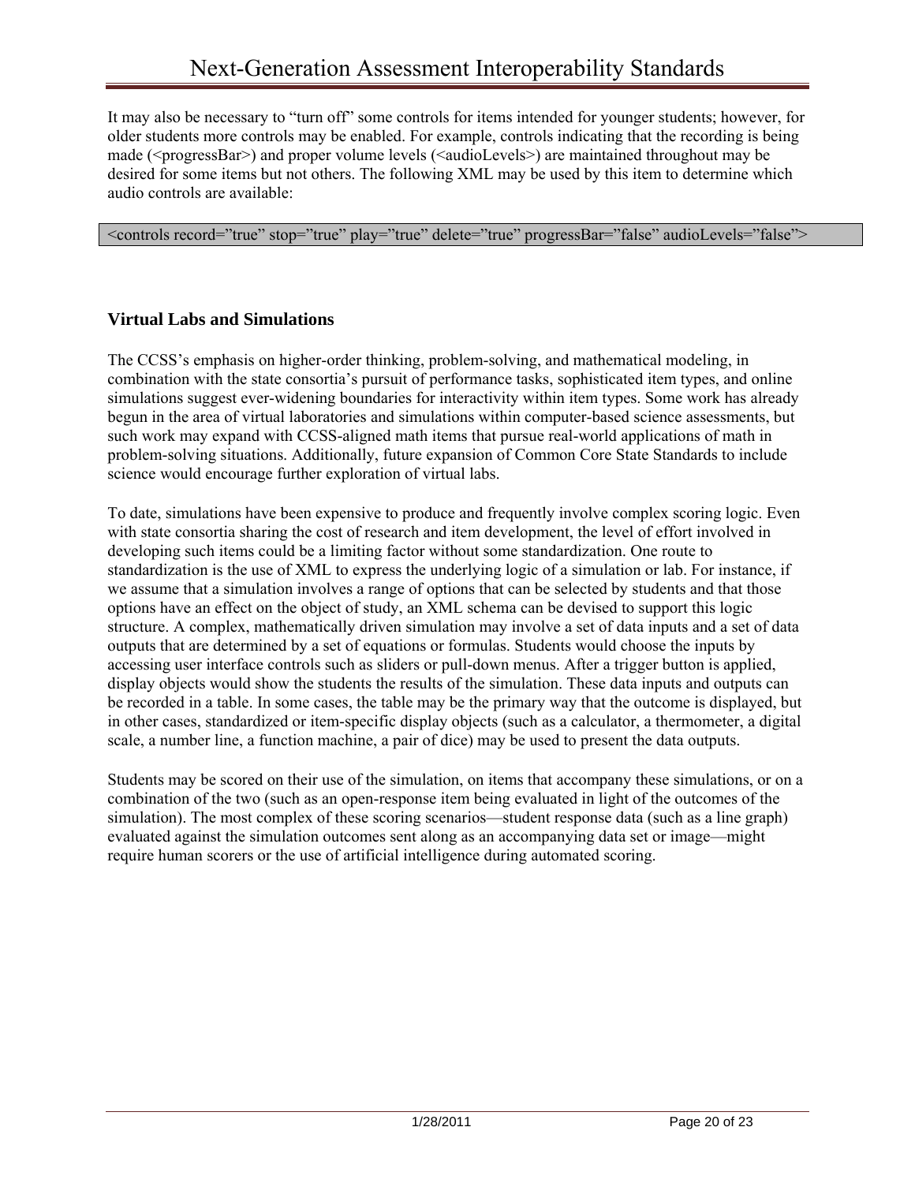It may also be necessary to "turn off" some controls for items intended for younger students; however, for older students more controls may be enabled. For example, controls indicating that the recording is being made (<progressBar>) and proper volume levels (<audioLevels>) are maintained throughout may be desired for some items but not others. The following XML may be used by this item to determine which audio controls are available:

```
<controls record="true" stop="true" play="true" delete="true" progressBar="false" audioLevels="false">
```

### Virtual Labs and Simulations

The CCSS's emphasis on higher-order thinking, problem-solving, and mathematical modeling, in combination with the state consortia's pursuit of performance tasks, sophisticated item types, and online simulations suggest ever-widening boundaries for interactivity within item types. Some work has already begun in the area of virtual laboratories and simulations within computer-based science assessments, but such work may expand with CCSS-aligned math items that pursue real-world applications of math in problem-solving situations. Additionally, future expansion of Common Core State Standards to include science would encourage further exploration of virtual labs.

To date, simulations have been expensive to produce and frequently involve complex scoring logic. Even with state consortia sharing the cost of research and item development, the level of effort involved in developing such items could be a limiting factor without some standardization. One route to standardization is the use of XML to express the underlying logic of a simulation or lab. For instance, if we assume that a simulation involves a range of options that can be selected by students and that those options have an effect on the object of study, an XML schema can be devised to support this logic structure. A complex, mathematically driven simulation may involve a set of data inputs and a set of data outputs that are determined by a set of equations or formulas. Students would choose the inputs by accessing user interface controls such as sliders or pull-down menus. After a trigger button is applied, display objects would show the students the results of the simulation. These data inputs and outputs can be recorded in a table. In some cases, the table may be the primary way that the outcome is displayed, but in other cases, standardized or item-specific display objects (such as a calculator, a thermometer, a digital scale, a number line, a function machine, a pair of dice) may be used to present the data outputs.

Students may be scored on their use of the simulation, on items that accompany these simulations, or on a combination of the two (such as an open-response item being evaluated in light of the outcomes of the simulation). The most complex of these scoring scenarios—student response data (such as a line graph) evaluated against the simulation outcomes sent along as an accompanying data set or image—might require human scorers or the use of artificial intelligence during automated scoring.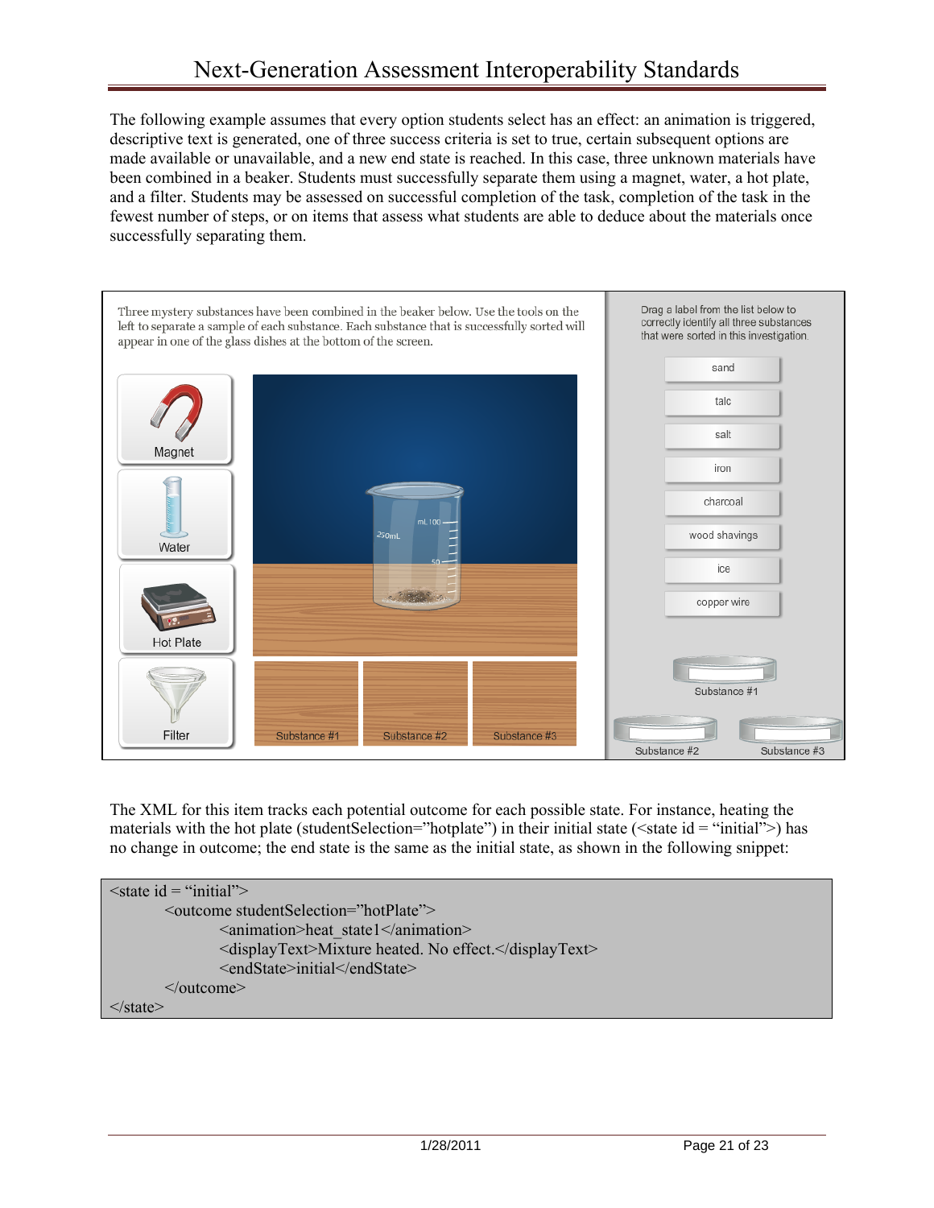The following example assumes that every option students select has an effect: an animation is triggered, descriptive text is generated, one of three success criteria is set to true, certain subsequent options are made available or unavailable, and a new end state is reached. In this case, three unknown materials have been combined in a beaker. Students must successfully separate them using a magnet, water, a hot plate, and a filter. Students may be assessed on successful completion of the task, completion of the task in the fewest number of steps, or on items that assess what students are able to deduce about the materials once successfully separating them.

Three mystery substances have been combined in the beaker below. Use the tools on the left to separate a sample of each substance. Each substance that is successfully sorted will appear in one of the glass dishes at the bottom of the screen.

Magnet

Water

Hot Plate

Filter

Substance #1 Substance #2 Substance #3

Drag a label from the list below to correctly identify all three substances that were sorted in this investigation.

sand

talc

salt

iron

charcoal

wood shavings

ice

copper wire

Substance #1

Substance #2 Substance #3

The XML for this item tracks each potential outcome for each possible state. For instance, heating the materials with the hot plate (studentSelection="hotplate") in their initial state (<state id = "initial">) has no change in outcome; the end state is the same as the initial state, as shown in the following snippet:

```
<state id = "initial">
        <outcome studentSelection="hotPlate">
                <animation>heat_state1</animation>
                <displayText>Mixture heated. No effect.</displayText>
                <endState>initial</endState>
        </outcome>
</state>
```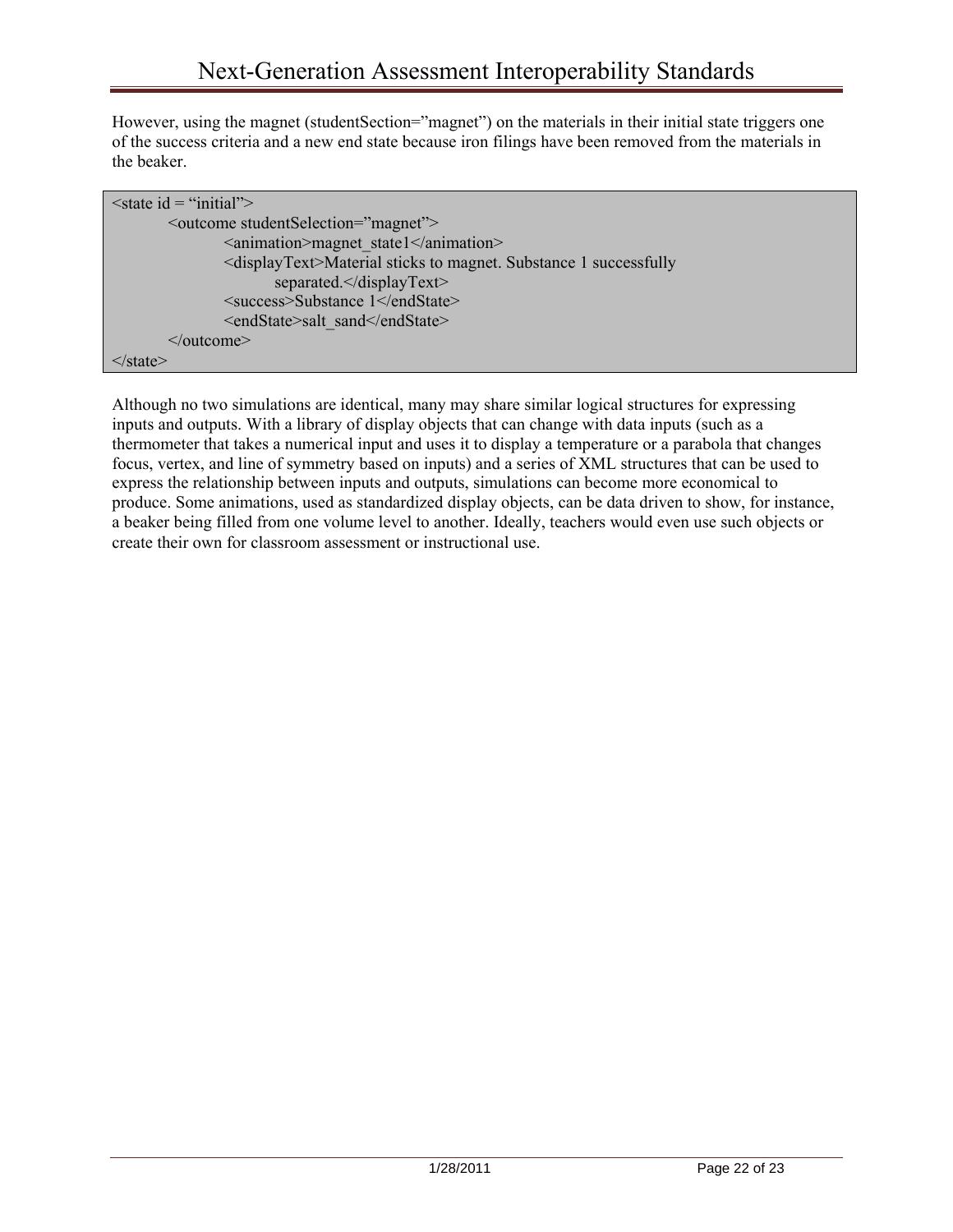However, using the magnet (studentSection=”magnet”) on the materials in their initial state triggers one of the success criteria and a new end state because iron filings have been removed from the materials in the beaker.

```
<state id = “initial”>
        <outcome studentSelection=”magnet”>
                <animation>magnet_state1</animation>
                <displayText>Material sticks to magnet. Substance 1 successfully
                        separated.</displayText>
                <success>Substance 1</endState>
                <endState>salt_sand</endState>
        </outcome>
</state>
```

Although no two simulations are identical, many may share similar logical structures for expressing inputs and outputs. With a library of display objects that can change with data inputs (such as a thermometer that takes a numerical input and uses it to display a temperature or a parabola that changes focus, vertex, and line of symmetry based on inputs) and a series of XML structures that can be used to express the relationship between inputs and outputs, simulations can become more economical to produce. Some animations, used as standardized display objects, can be data driven to show, for instance, a beaker being filled from one volume level to another. Ideally, teachers would even use such objects or create their own for classroom assessment or instructional use.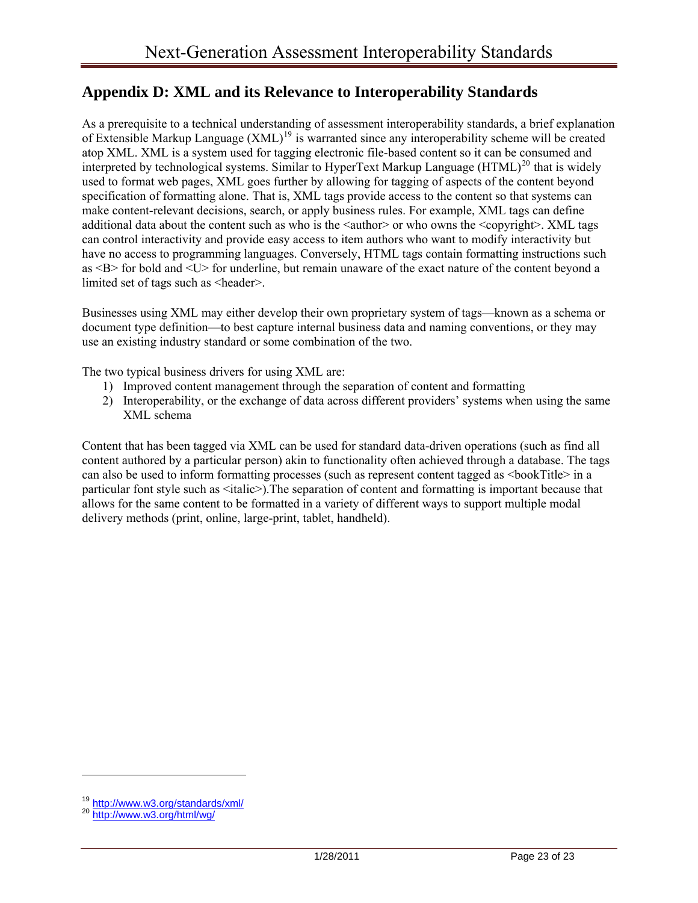## Appendix D: XML and its Relevance to Interoperability Standards

As a prerequisite to a technical understanding of assessment interoperability standards, a brief explanation of Extensible Markup Language (XML)[19] is warranted since any interoperability scheme will be created atop XML. XML is a system used for tagging electronic file-based content so it can be consumed and interpreted by technological systems. Similar to HyperText Markup Language (HTML)[20] that is widely used to format web pages, XML goes further by allowing for tagging of aspects of the content beyond specification of formatting alone. That is, XML tags provide access to the content so that systems can make content-relevant decisions, search, or apply business rules. For example, XML tags can define additional data about the content such as who is the <author> or who owns the <copyright>. XML tags can control interactivity and provide easy access to item authors who want to modify interactivity but have no access to programming languages. Conversely, HTML tags contain formatting instructions such as <B> for bold and <U> for underline, but remain unaware of the exact nature of the content beyond a limited set of tags such as <header>.

Businesses using XML may either develop their own proprietary system of tags—known as a schema or document type definition—to best capture internal business data and naming conventions, or they may use an existing industry standard or some combination of the two.

The two typical business drivers for using XML are:

1) Improved content management through the separation of content and formatting
2) Interoperability, or the exchange of data across different providers' systems when using the same XML schema

Content that has been tagged via XML can be used for standard data-driven operations (such as find all content authored by a particular person) akin to functionality often achieved through a database. The tags can also be used to inform formatting processes (such as represent content tagged as <bookTitle> in a particular font style such as <italic>).The separation of content and formatting is important because that allows for the same content to be formatted in a variety of different ways to support multiple modal delivery methods (print, online, large-print, tablet, handheld).

---

[19] http://www.w3.org/standards/xml/

[20] http://www.w3.org/html/wg/